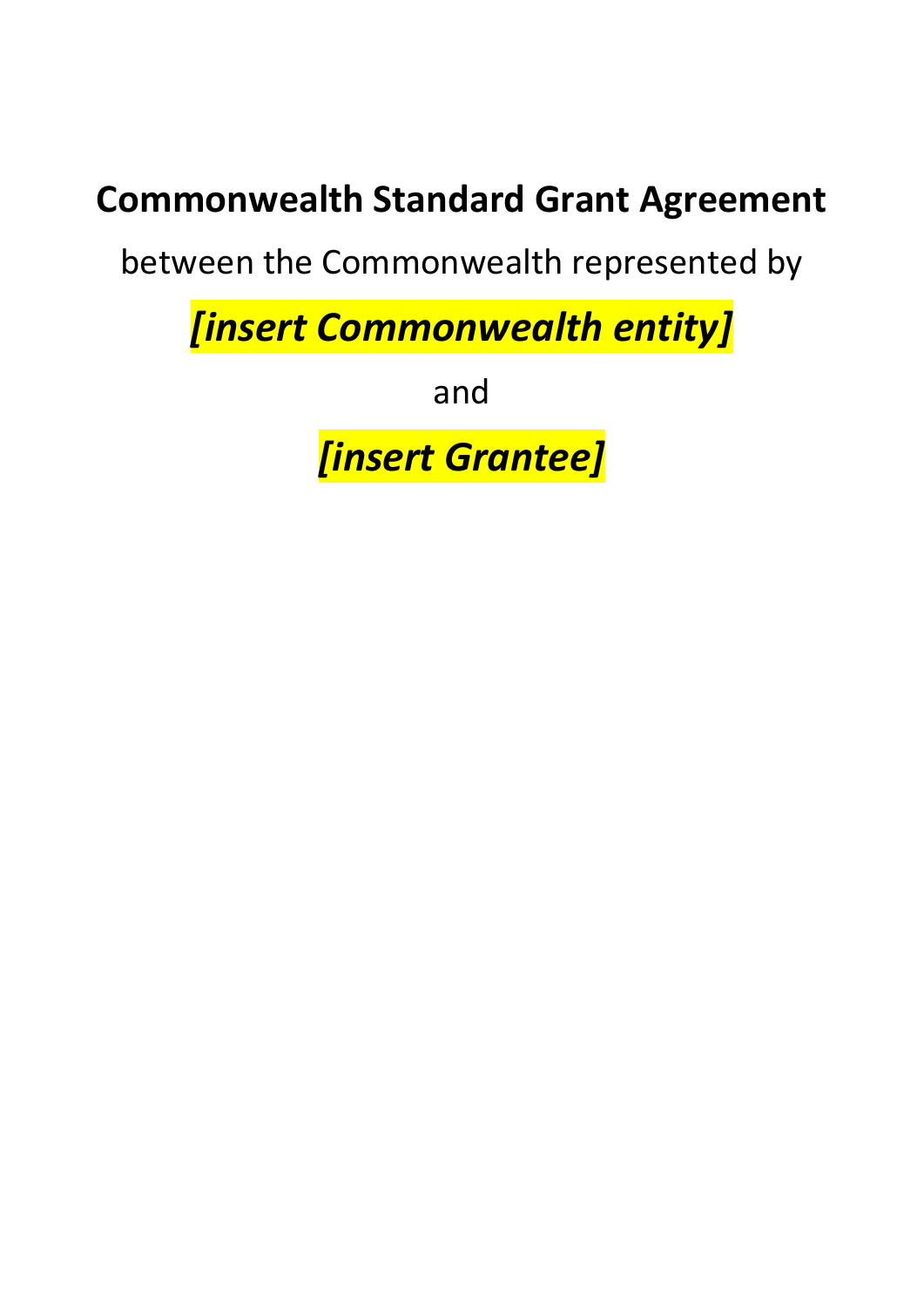# Commonwealth Standard Grant Agreement

between the Commonwealth represented by

***[insert Commonwealth entity]***

and

***[insert Grantee]***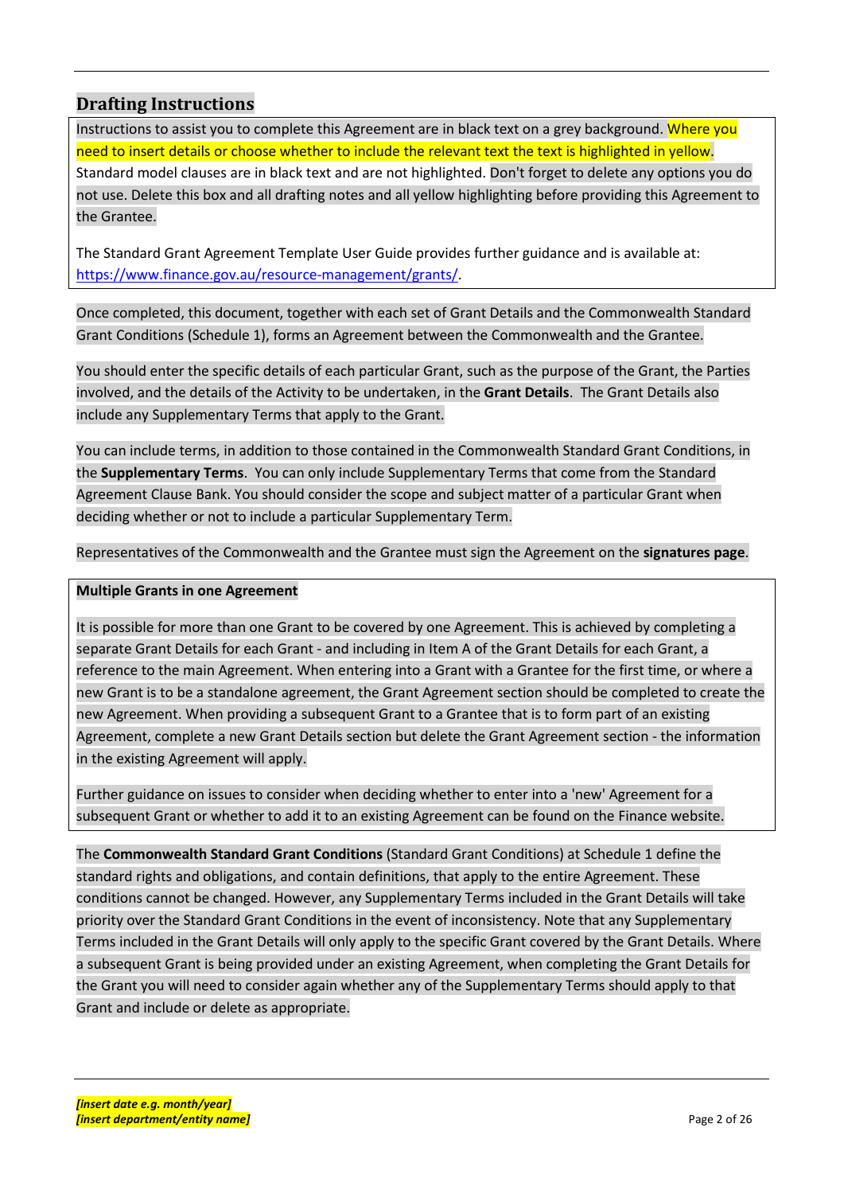## Drafting Instructions

Instructions to assist you to complete this Agreement are in black text on a grey background. Where you need to insert details or choose whether to include the relevant text the text is highlighted in yellow. Standard model clauses are in black text and are not highlighted. Don't forget to delete any options you do not use. Delete this box and all drafting notes and all yellow highlighting before providing this Agreement to the Grantee.

The Standard Grant Agreement Template User Guide provides further guidance and is available at: https://www.finance.gov.au/resource-management/grants/.

Once completed, this document, together with each set of Grant Details and the Commonwealth Standard Grant Conditions (Schedule 1), forms an Agreement between the Commonwealth and the Grantee.

You should enter the specific details of each particular Grant, such as the purpose of the Grant, the Parties involved, and the details of the Activity to be undertaken, in the **Grant Details**. The Grant Details also include any Supplementary Terms that apply to the Grant.

You can include terms, in addition to those contained in the Commonwealth Standard Grant Conditions, in the **Supplementary Terms**. You can only include Supplementary Terms that come from the Standard Agreement Clause Bank. You should consider the scope and subject matter of a particular Grant when deciding whether or not to include a particular Supplementary Term.

Representatives of the Commonwealth and the Grantee must sign the Agreement on the **signatures page**.

**Multiple Grants in one Agreement**

It is possible for more than one Grant to be covered by one Agreement. This is achieved by completing a separate Grant Details for each Grant - and including in Item A of the Grant Details for each Grant, a reference to the main Agreement. When entering into a Grant with a Grantee for the first time, or where a new Grant is to be a standalone agreement, the Grant Agreement section should be completed to create the new Agreement. When providing a subsequent Grant to a Grantee that is to form part of an existing Agreement, complete a new Grant Details section but delete the Grant Agreement section - the information in the existing Agreement will apply.

Further guidance on issues to consider when deciding whether to enter into a 'new' Agreement for a subsequent Grant or whether to add it to an existing Agreement can be found on the Finance website.

The **Commonwealth Standard Grant Conditions** (Standard Grant Conditions) at Schedule 1 define the standard rights and obligations, and contain definitions, that apply to the entire Agreement. These conditions cannot be changed. However, any Supplementary Terms included in the Grant Details will take priority over the Standard Grant Conditions in the event of inconsistency. Note that any Supplementary Terms included in the Grant Details will only apply to the specific Grant covered by the Grant Details. Where a subsequent Grant is being provided under an existing Agreement, when completing the Grant Details for the Grant you will need to consider again whether any of the Supplementary Terms should apply to that Grant and include or delete as appropriate.

*[insert date e.g. month/year]*
*[insert department/entity name]*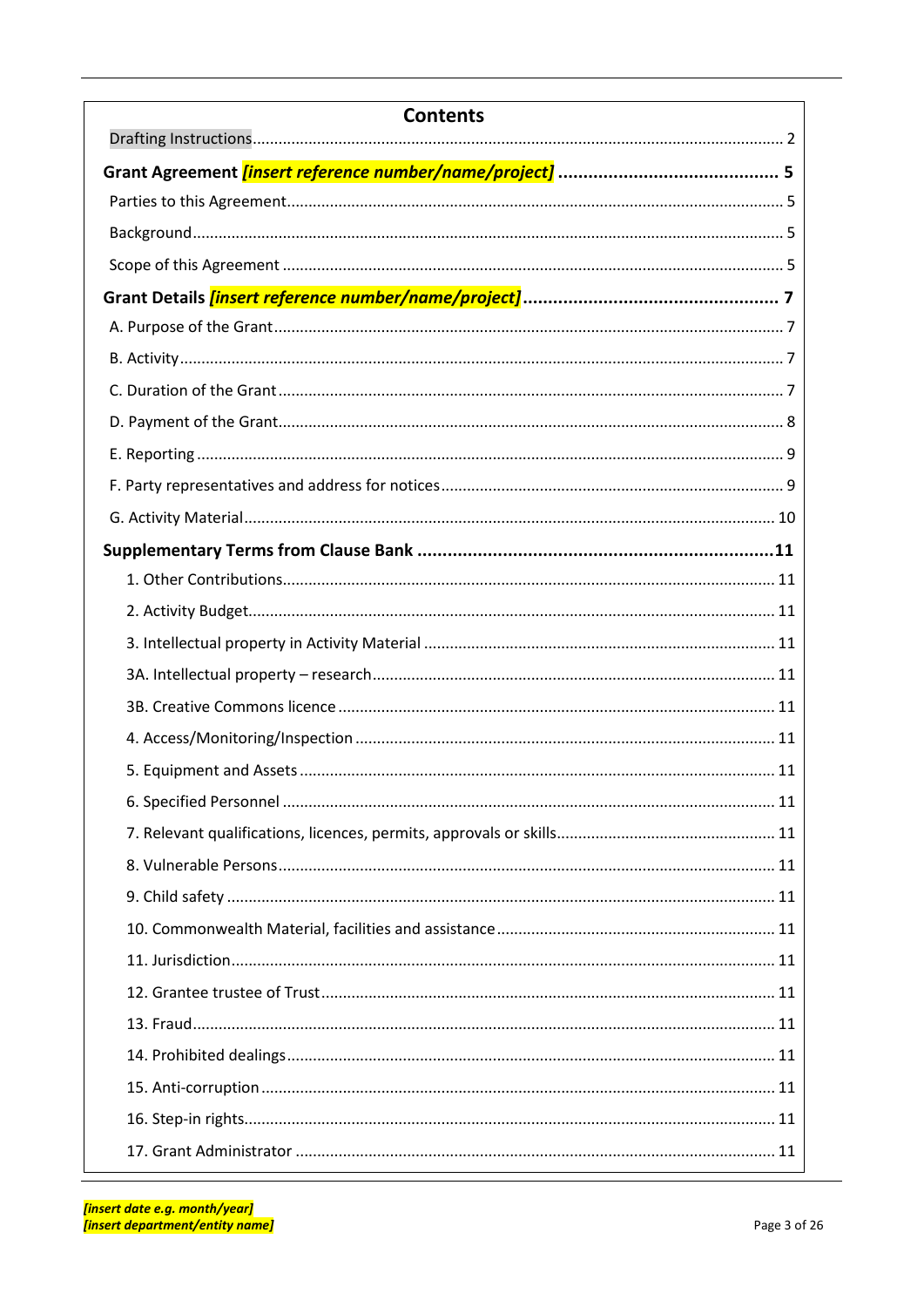## Contents

Drafting Instructions ........................................................................................................ 2

**Grant Agreement *[insert reference number/name/project]* ........................................... 5**

Parties to this Agreement .................................................................................................. 5

Background ....................................................................................................................... 5

Scope of this Agreement ................................................................................................... 5

**Grant Details *[insert reference number/name/project]* .................................................. 7**

A. Purpose of the Grant ..................................................................................................... 7

B. Activity .......................................................................................................................... 7

C. Duration of the Grant .................................................................................................... 7

D. Payment of the Grant .................................................................................................... 8

E. Reporting ....................................................................................................................... 9

F. Party representatives and address for notices .............................................................. 9

G. Activity Material .......................................................................................................... 10

**Supplementary Terms from Clause Bank ......................................................................11**

1. Other Contributions ..................................................................................................... 11
2. Activity Budget ............................................................................................................ 11
3. Intellectual property in Activity Material ................................................................... 11

3A. Intellectual property – research ................................................................................ 11

3B. Creative Commons licence ........................................................................................ 11

4. Access/Monitoring/Inspection ..................................................................................... 11
5. Equipment and Assets ................................................................................................. 11
6. Specified Personnel ..................................................................................................... 11
7. Relevant qualifications, licences, permits, approvals or skills .................................... 11
8. Vulnerable Persons ..................................................................................................... 11
9. Child safety ................................................................................................................. 11
10. Commonwealth Material, facilities and assistance .................................................... 11
11. Jurisdiction ................................................................................................................ 11
12. Grantee trustee of Trust ............................................................................................ 11
13. Fraud ......................................................................................................................... 11
14. Prohibited dealings .................................................................................................... 11
15. Anti-corruption .......................................................................................................... 11
16. Step-in rights .............................................................................................................. 11
17. Grant Administrator ................................................................................................... 11

***[insert date e.g. month/year]***
***[insert department/entity name]***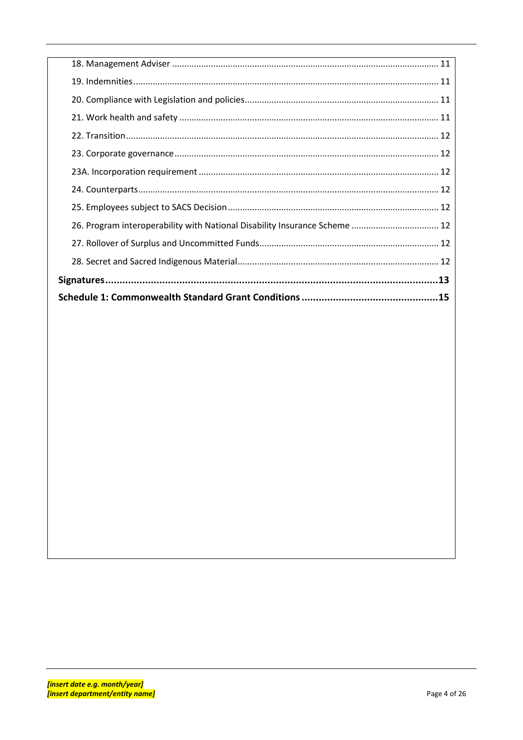18. Management Adviser ........................................................................................................ 11

19. Indemnities ........................................................................................................................ 11

20. Compliance with Legislation and policies ............................................................................. 11

21. Work health and safety ....................................................................................................... 11

22. Transition ............................................................................................................................ 12

23. Corporate governance ........................................................................................................ 12

23A. Incorporation requirement ............................................................................................... 12

24. Counterparts ....................................................................................................................... 12

25. Employees subject to SACS Decision .................................................................................. 12

26. Program interoperability with National Disability Insurance Scheme ................................... 12

27. Rollover of Surplus and Uncommitted Funds ...................................................................... 12

28. Secret and Sacred Indigenous Material ............................................................................... 12

**Signatures ................................................................................................................ 13**

**Schedule 1: Commonwealth Standard Grant Conditions ............................................... 15**

***[insert date e.g. month/year]***
***[insert department/entity name]***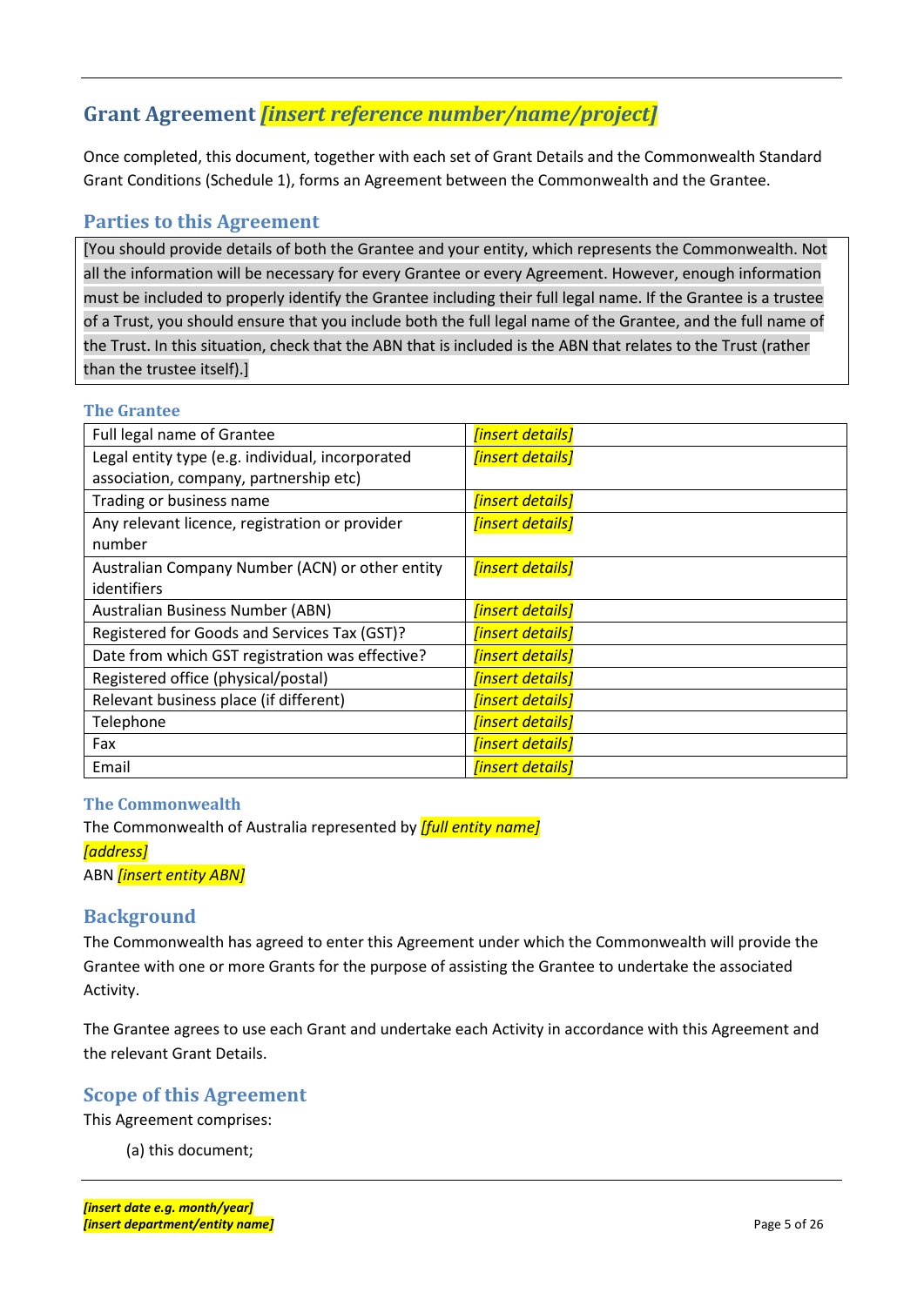# Grant Agreement *[insert reference number/name/project]*

Once completed, this document, together with each set of Grant Details and the Commonwealth Standard Grant Conditions (Schedule 1), forms an Agreement between the Commonwealth and the Grantee.

## Parties to this Agreement

[You should provide details of both the Grantee and your entity, which represents the Commonwealth. Not all the information will be necessary for every Grantee or every Agreement. However, enough information must be included to properly identify the Grantee including their full legal name. If the Grantee is a trustee of a Trust, you should ensure that you include both the full legal name of the Grantee, and the full name of the Trust. In this situation, check that the ABN that is included is the ABN that relates to the Trust (rather than the trustee itself).]

### The Grantee

| | |
|---|---|
| Full legal name of Grantee | *[insert details]* |
| Legal entity type (e.g. individual, incorporated association, company, partnership etc) | *[insert details]* |
| Trading or business name | *[insert details]* |
| Any relevant licence, registration or provider number | *[insert details]* |
| Australian Company Number (ACN) or other entity identifiers | *[insert details]* |
| Australian Business Number (ABN) | *[insert details]* |
| Registered for Goods and Services Tax (GST)? | *[insert details]* |
| Date from which GST registration was effective? | *[insert details]* |
| Registered office (physical/postal) | *[insert details]* |
| Relevant business place (if different) | *[insert details]* |
| Telephone | *[insert details]* |
| Fax | *[insert details]* |
| Email | *[insert details]* |

### The Commonwealth

The Commonwealth of Australia represented by *[full entity name]*
*[address]*
ABN *[insert entity ABN]*

## Background

The Commonwealth has agreed to enter this Agreement under which the Commonwealth will provide the Grantee with one or more Grants for the purpose of assisting the Grantee to undertake the associated Activity.

The Grantee agrees to use each Grant and undertake each Activity in accordance with this Agreement and the relevant Grant Details.

## Scope of this Agreement

This Agreement comprises:

(a) this document;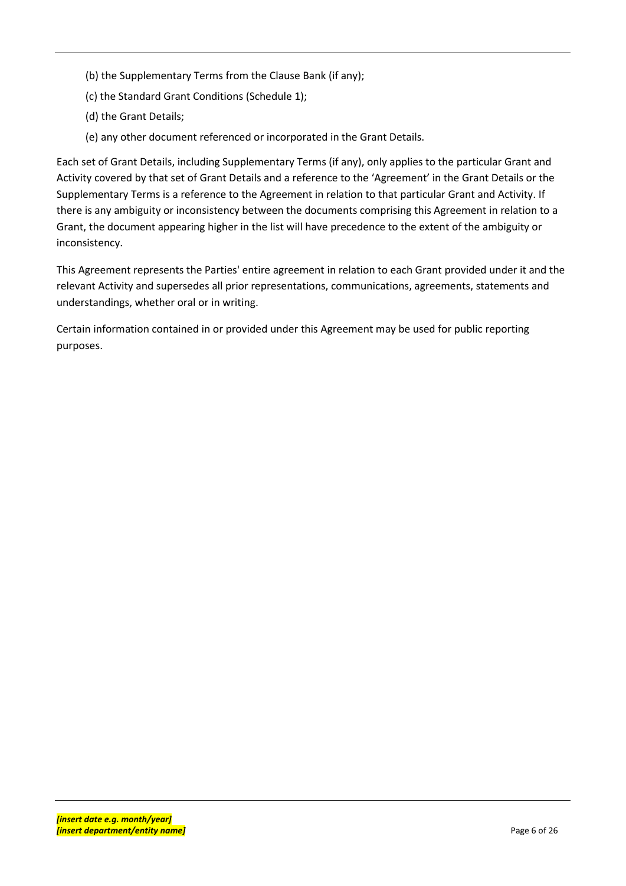(b) the Supplementary Terms from the Clause Bank (if any);

(c) the Standard Grant Conditions (Schedule 1);

(d) the Grant Details;

(e) any other document referenced or incorporated in the Grant Details.

Each set of Grant Details, including Supplementary Terms (if any), only applies to the particular Grant and Activity covered by that set of Grant Details and a reference to the 'Agreement' in the Grant Details or the Supplementary Terms is a reference to the Agreement in relation to that particular Grant and Activity. If there is any ambiguity or inconsistency between the documents comprising this Agreement in relation to a Grant, the document appearing higher in the list will have precedence to the extent of the ambiguity or inconsistency.

This Agreement represents the Parties' entire agreement in relation to each Grant provided under it and the relevant Activity and supersedes all prior representations, communications, agreements, statements and understandings, whether oral or in writing.

Certain information contained in or provided under this Agreement may be used for public reporting purposes.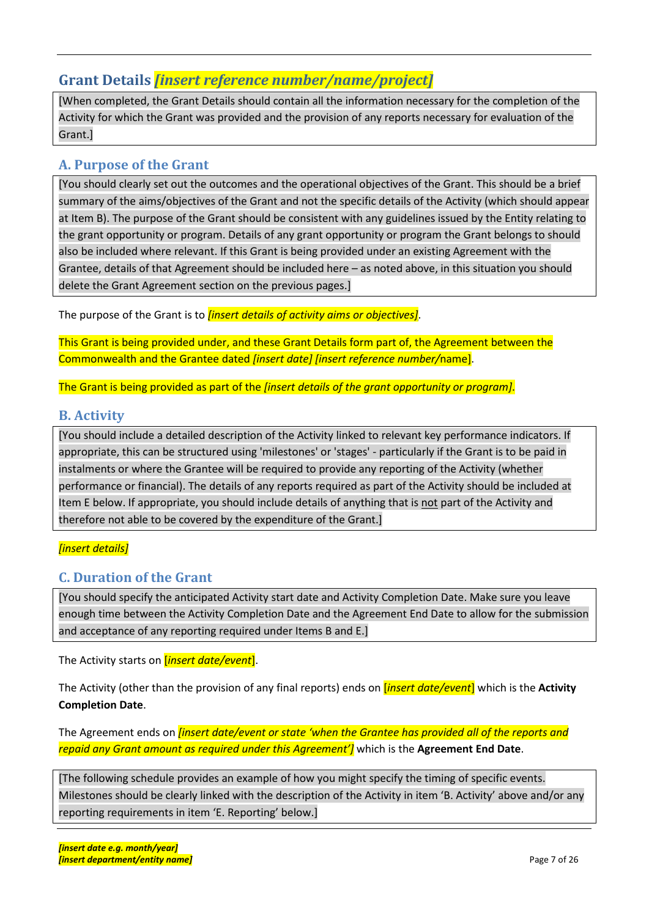## Grant Details *[insert reference number/name/project]*

[When completed, the Grant Details should contain all the information necessary for the completion of the Activity for which the Grant was provided and the provision of any reports necessary for evaluation of the Grant.]

### A. Purpose of the Grant

[You should clearly set out the outcomes and the operational objectives of the Grant. This should be a brief summary of the aims/objectives of the Grant and not the specific details of the Activity (which should appear at Item B). The purpose of the Grant should be consistent with any guidelines issued by the Entity relating to the grant opportunity or program. Details of any grant opportunity or program the Grant belongs to should also be included where relevant. If this Grant is being provided under an existing Agreement with the Grantee, details of that Agreement should be included here – as noted above, in this situation you should delete the Grant Agreement section on the previous pages.]

The purpose of the Grant is to *[insert details of activity aims or objectives]*.

This Grant is being provided under, and these Grant Details form part of, the Agreement between the Commonwealth and the Grantee dated *[insert date] [insert reference number/*name].

The Grant is being provided as part of the *[insert details of the grant opportunity or program]*.

### B. Activity

[You should include a detailed description of the Activity linked to relevant key performance indicators. If appropriate, this can be structured using 'milestones' or 'stages' - particularly if the Grant is to be paid in instalments or where the Grantee will be required to provide any reporting of the Activity (whether performance or financial). The details of any reports required as part of the Activity should be included at Item E below. If appropriate, you should include details of anything that is <u>not</u> part of the Activity and therefore not able to be covered by the expenditure of the Grant.]

*[insert details]*

### C. Duration of the Grant

[You should specify the anticipated Activity start date and Activity Completion Date. Make sure you leave enough time between the Activity Completion Date and the Agreement End Date to allow for the submission and acceptance of any reporting required under Items B and E.]

The Activity starts on [*insert date/event*].

The Activity (other than the provision of any final reports) ends on [*insert date/event*] which is the **Activity Completion Date**.

The Agreement ends on *[insert date/event or state 'when the Grantee has provided all of the reports and repaid any Grant amount as required under this Agreement']* which is the **Agreement End Date**.

[The following schedule provides an example of how you might specify the timing of specific events. Milestones should be clearly linked with the description of the Activity in item 'B. Activity' above and/or any reporting requirements in item 'E. Reporting' below.]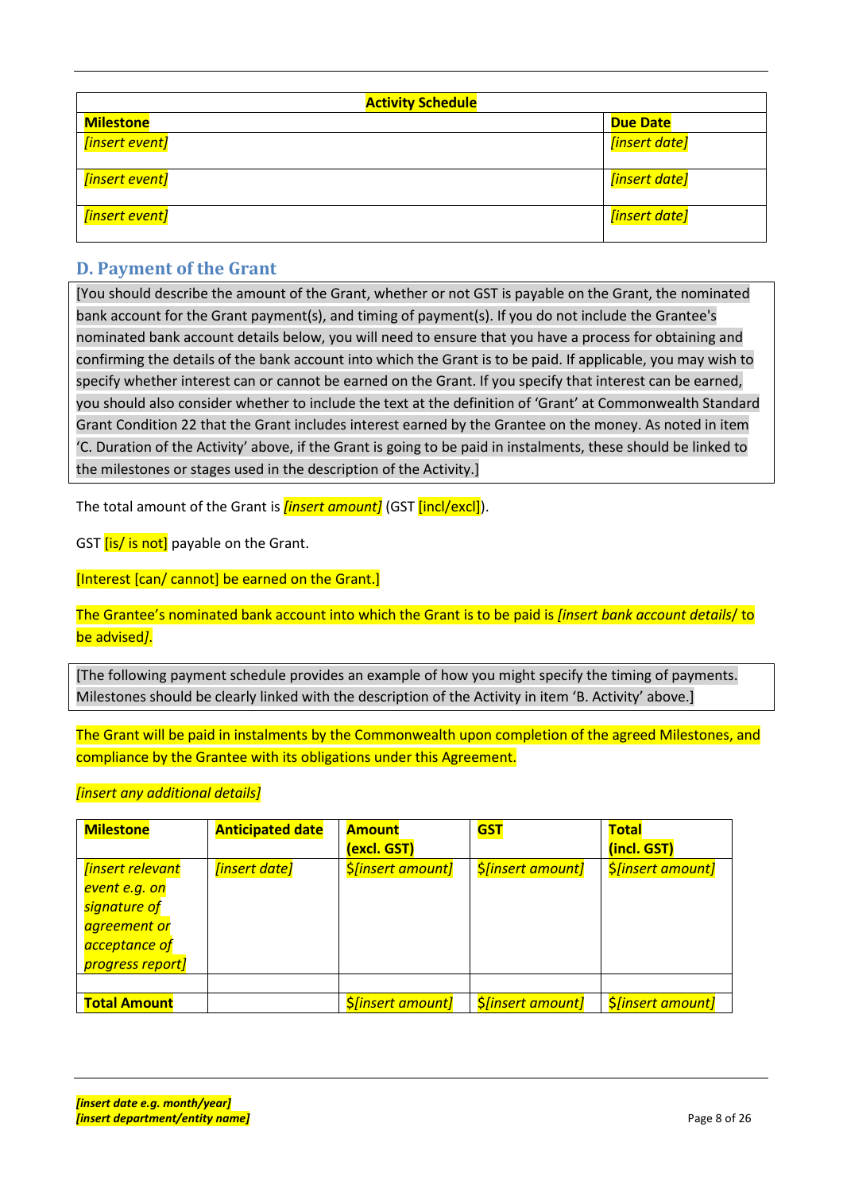| Activity Schedule | |
|---|---|
| **Milestone** | **Due Date** |
| *[insert event]* | *[insert date]* |
| *[insert event]* | *[insert date]* |
| *[insert event]* | *[insert date]* |

## D. Payment of the Grant

[You should describe the amount of the Grant, whether or not GST is payable on the Grant, the nominated bank account for the Grant payment(s), and timing of payment(s). If you do not include the Grantee's nominated bank account details below, you will need to ensure that you have a process for obtaining and confirming the details of the bank account into which the Grant is to be paid. If applicable, you may wish to specify whether interest can or cannot be earned on the Grant. If you specify that interest can be earned, you should also consider whether to include the text at the definition of 'Grant' at Commonwealth Standard Grant Condition 22 that the Grant includes interest earned by the Grantee on the money. As noted in item 'C. Duration of the Activity' above, if the Grant is going to be paid in instalments, these should be linked to the milestones or stages used in the description of the Activity.]

The total amount of the Grant is *[insert amount]* (GST [incl/excl]).

GST [is/ is not] payable on the Grant.

[Interest [can/ cannot] be earned on the Grant.]

The Grantee's nominated bank account into which the Grant is to be paid is *[insert bank account details/* to be advised*]*.

[The following payment schedule provides an example of how you might specify the timing of payments. Milestones should be clearly linked with the description of the Activity in item 'B. Activity' above.]

The Grant will be paid in instalments by the Commonwealth upon completion of the agreed Milestones, and compliance by the Grantee with its obligations under this Agreement.

*[insert any additional details]*

| **Milestone** | **Anticipated date** | **Amount (excl. GST)** | **GST** | **Total (incl. GST)** |
|---|---|---|---|---|
| *[insert relevant event e.g. on signature of agreement or acceptance of progress report]* | *[insert date]* | *$[insert amount]* | *$[insert amount]* | *$[insert amount]* |
| | | | | |
| **Total Amount** | | *$[insert amount]* | *$[insert amount]* | *$[insert amount]* |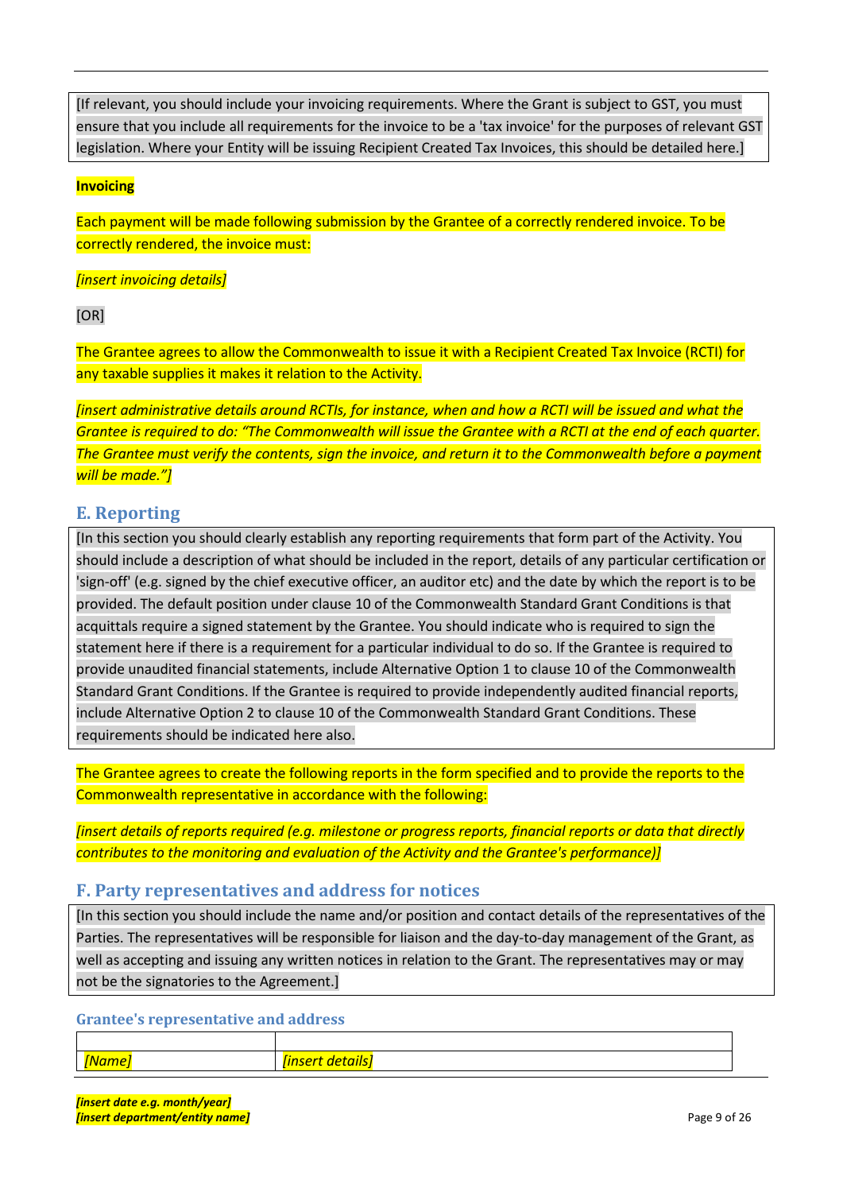[If relevant, you should include your invoicing requirements. Where the Grant is subject to GST, you must ensure that you include all requirements for the invoice to be a 'tax invoice' for the purposes of relevant GST legislation. Where your Entity will be issuing Recipient Created Tax Invoices, this should be detailed here.]

**Invoicing**

Each payment will be made following submission by the Grantee of a correctly rendered invoice. To be correctly rendered, the invoice must:

*[insert invoicing details]*

[OR]

The Grantee agrees to allow the Commonwealth to issue it with a Recipient Created Tax Invoice (RCTI) for any taxable supplies it makes it relation to the Activity.

*[insert administrative details around RCTIs, for instance, when and how a RCTI will be issued and what the Grantee is required to do: "The Commonwealth will issue the Grantee with a RCTI at the end of each quarter. The Grantee must verify the contents, sign the invoice, and return it to the Commonwealth before a payment will be made."]*

## E. Reporting

[In this section you should clearly establish any reporting requirements that form part of the Activity. You should include a description of what should be included in the report, details of any particular certification or 'sign-off' (e.g. signed by the chief executive officer, an auditor etc) and the date by which the report is to be provided. The default position under clause 10 of the Commonwealth Standard Grant Conditions is that acquittals require a signed statement by the Grantee. You should indicate who is required to sign the statement here if there is a requirement for a particular individual to do so. If the Grantee is required to provide unaudited financial statements, include Alternative Option 1 to clause 10 of the Commonwealth Standard Grant Conditions. If the Grantee is required to provide independently audited financial reports, include Alternative Option 2 to clause 10 of the Commonwealth Standard Grant Conditions. These requirements should be indicated here also.

The Grantee agrees to create the following reports in the form specified and to provide the reports to the Commonwealth representative in accordance with the following:

*[insert details of reports required (e.g. milestone or progress reports, financial reports or data that directly contributes to the monitoring and evaluation of the Activity and the Grantee's performance)]*

## F. Party representatives and address for notices

[In this section you should include the name and/or position and contact details of the representatives of the Parties. The representatives will be responsible for liaison and the day-to-day management of the Grant, as well as accepting and issuing any written notices in relation to the Grant. The representatives may or may not be the signatories to the Agreement.]

### Grantee's representative and address

| | |
|---|---|
| *[Name]* | *[insert details]* |

***[insert date e.g. month/year]***
***[insert department/entity name]***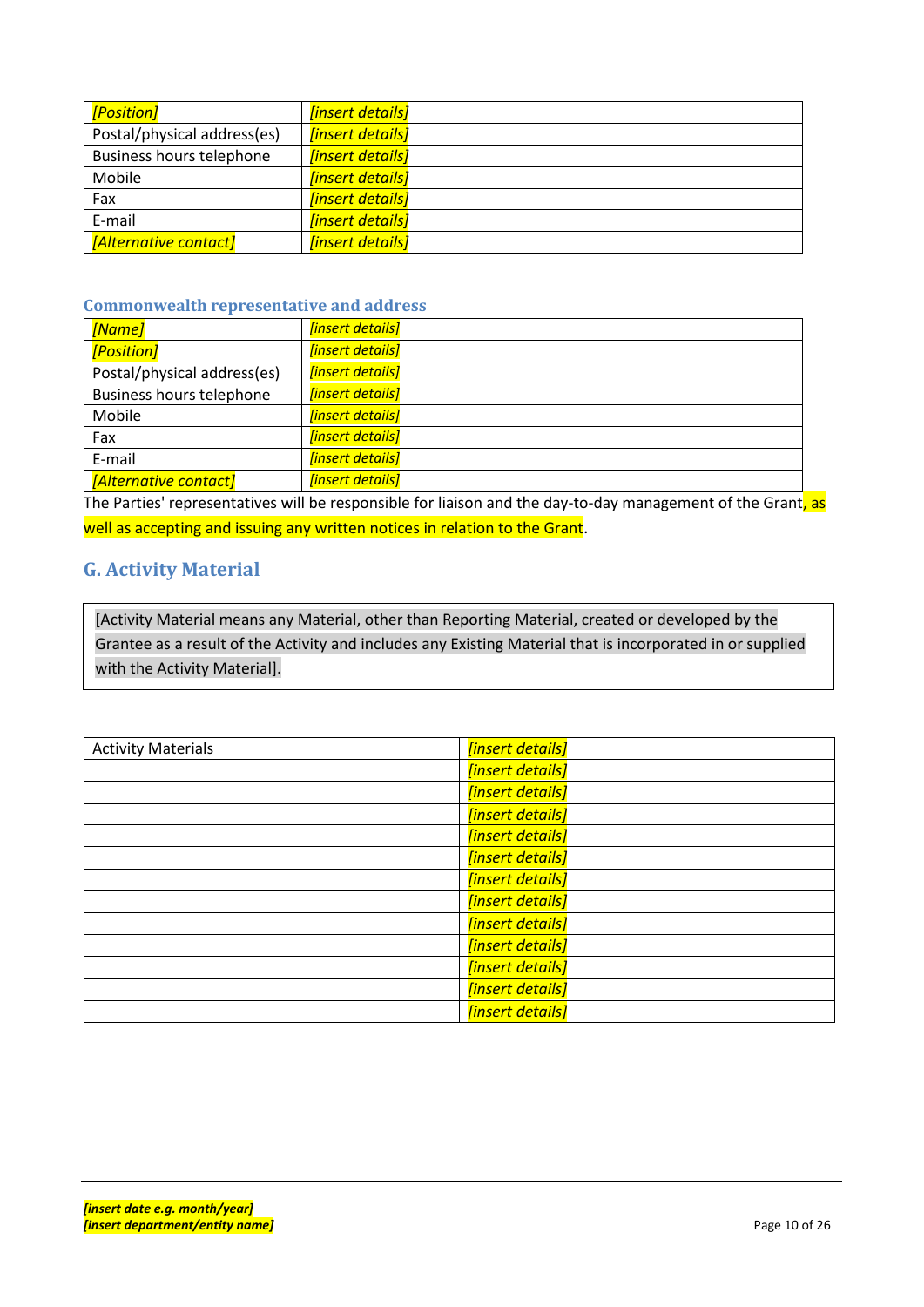| [Position] | [insert details] |
|---|---|
| Postal/physical address(es) | [insert details] |
| Business hours telephone | [insert details] |
| Mobile | [insert details] |
| Fax | [insert details] |
| E-mail | [insert details] |
| [Alternative contact] | [insert details] |

### Commonwealth representative and address

| [Name] | [insert details] |
|---|---|
| [Position] | [insert details] |
| Postal/physical address(es) | [insert details] |
| Business hours telephone | [insert details] |
| Mobile | [insert details] |
| Fax | [insert details] |
| E-mail | [insert details] |
| [Alternative contact] | [insert details] |

The Parties' representatives will be responsible for liaison and the day-to-day management of the Grant, as well as accepting and issuing any written notices in relation to the Grant.

## G. Activity Material

[Activity Material means any Material, other than Reporting Material, created or developed by the Grantee as a result of the Activity and includes any Existing Material that is incorporated in or supplied with the Activity Material].

| Activity Materials | [insert details] |
|---|---|
| | [insert details] |
| | [insert details] |
| | [insert details] |
| | [insert details] |
| | [insert details] |
| | [insert details] |
| | [insert details] |
| | [insert details] |
| | [insert details] |
| | [insert details] |
| | [insert details] |
| | [insert details] |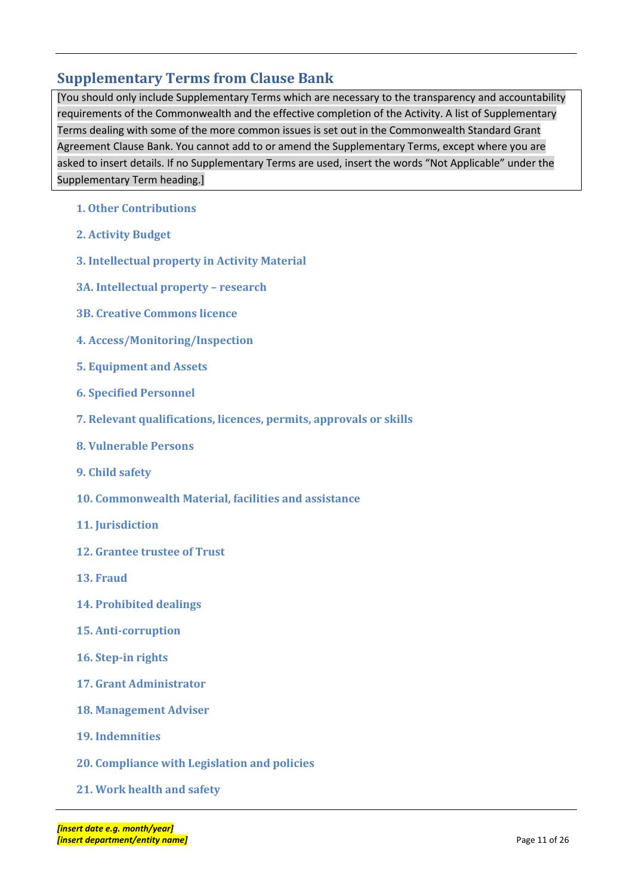## Supplementary Terms from Clause Bank

[You should only include Supplementary Terms which are necessary to the transparency and accountability requirements of the Commonwealth and the effective completion of the Activity. A list of Supplementary Terms dealing with some of the more common issues is set out in the Commonwealth Standard Grant Agreement Clause Bank. You cannot add to or amend the Supplementary Terms, except where you are asked to insert details. If no Supplementary Terms are used, insert the words "Not Applicable" under the Supplementary Term heading.]

### 1. Other Contributions

### 2. Activity Budget

### 3. Intellectual property in Activity Material

### 3A. Intellectual property – research

### 3B. Creative Commons licence

### 4. Access/Monitoring/Inspection

### 5. Equipment and Assets

### 6. Specified Personnel

### 7. Relevant qualifications, licences, permits, approvals or skills

### 8. Vulnerable Persons

### 9. Child safety

### 10. Commonwealth Material, facilities and assistance

### 11. Jurisdiction

### 12. Grantee trustee of Trust

### 13. Fraud

### 14. Prohibited dealings

### 15. Anti-corruption

### 16. Step-in rights

### 17. Grant Administrator

### 18. Management Adviser

### 19. Indemnities

### 20. Compliance with Legislation and policies

### 21. Work health and safety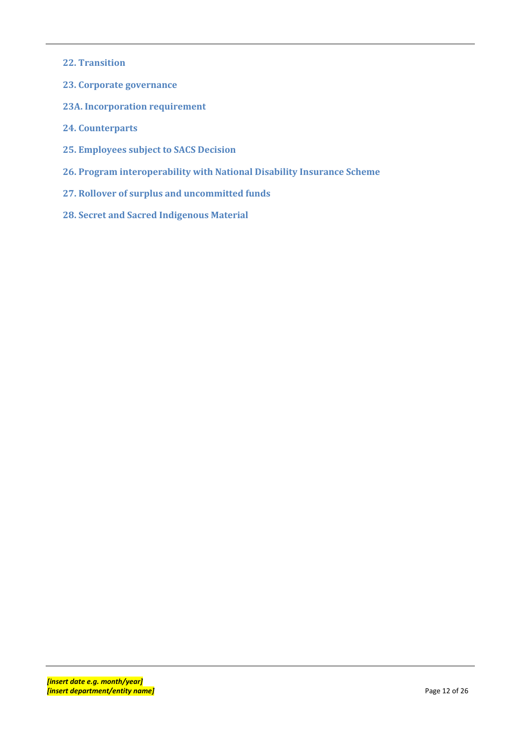### 22. Transition

### 23. Corporate governance

### 23A. Incorporation requirement

### 24. Counterparts

### 25. Employees subject to SACS Decision

### 26. Program interoperability with National Disability Insurance Scheme

### 27. Rollover of surplus and uncommitted funds

### 28. Secret and Sacred Indigenous Material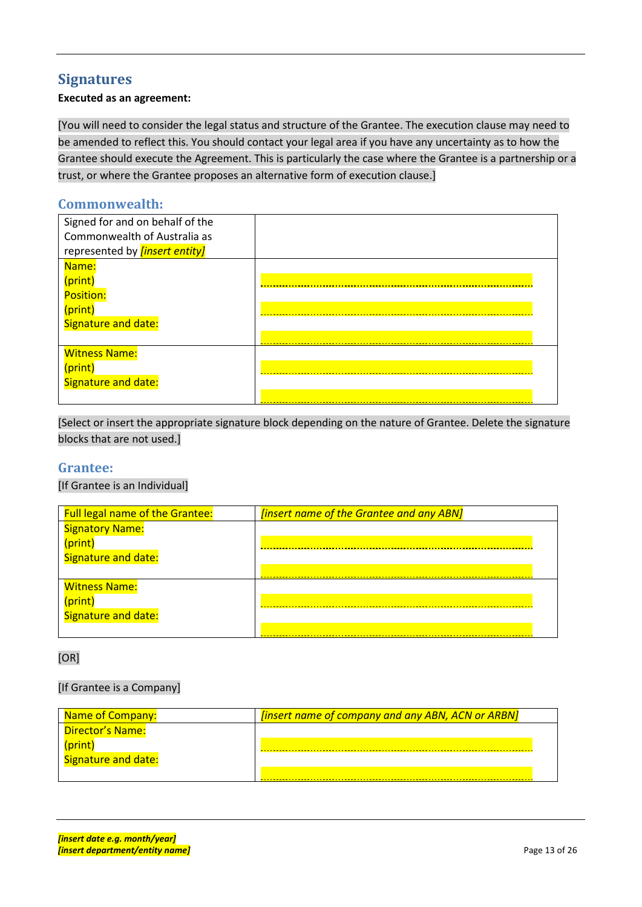## Signatures

**Executed as an agreement:**

[You will need to consider the legal status and structure of the Grantee. The execution clause may need to be amended to reflect this. You should contact your legal area if you have any uncertainty as to how the Grantee should execute the Agreement. This is particularly the case where the Grantee is a partnership or a trust, or where the Grantee proposes an alternative form of execution clause.]

### Commonwealth:

| Signed for and on behalf of the Commonwealth of Australia as represented by *[insert entity]* | |
|---|---|
| Name:<br>(print)<br>Position:<br>(print)<br>Signature and date: | ...............................................<br>...............................................<br>............................................... |
| Witness Name:<br>(print)<br>Signature and date: | ...............................................<br>............................................... |

[Select or insert the appropriate signature block depending on the nature of Grantee. Delete the signature blocks that are not used.]

### Grantee:

[If Grantee is an Individual]

| Full legal name of the Grantee: | *[insert name of the Grantee and any ABN]* |
|---|---|
| Signatory Name:<br>(print)<br>Signature and date: | ...............................................<br>............................................... |
| Witness Name:<br>(print)<br>Signature and date: | ...............................................<br>............................................... |

[OR]

[If Grantee is a Company]

| Name of Company: | *[insert name of company and any ABN, ACN or ARBN]* |
|---|---|
| Director's Name:<br>(print)<br>Signature and date: | ...............................................<br>............................................... |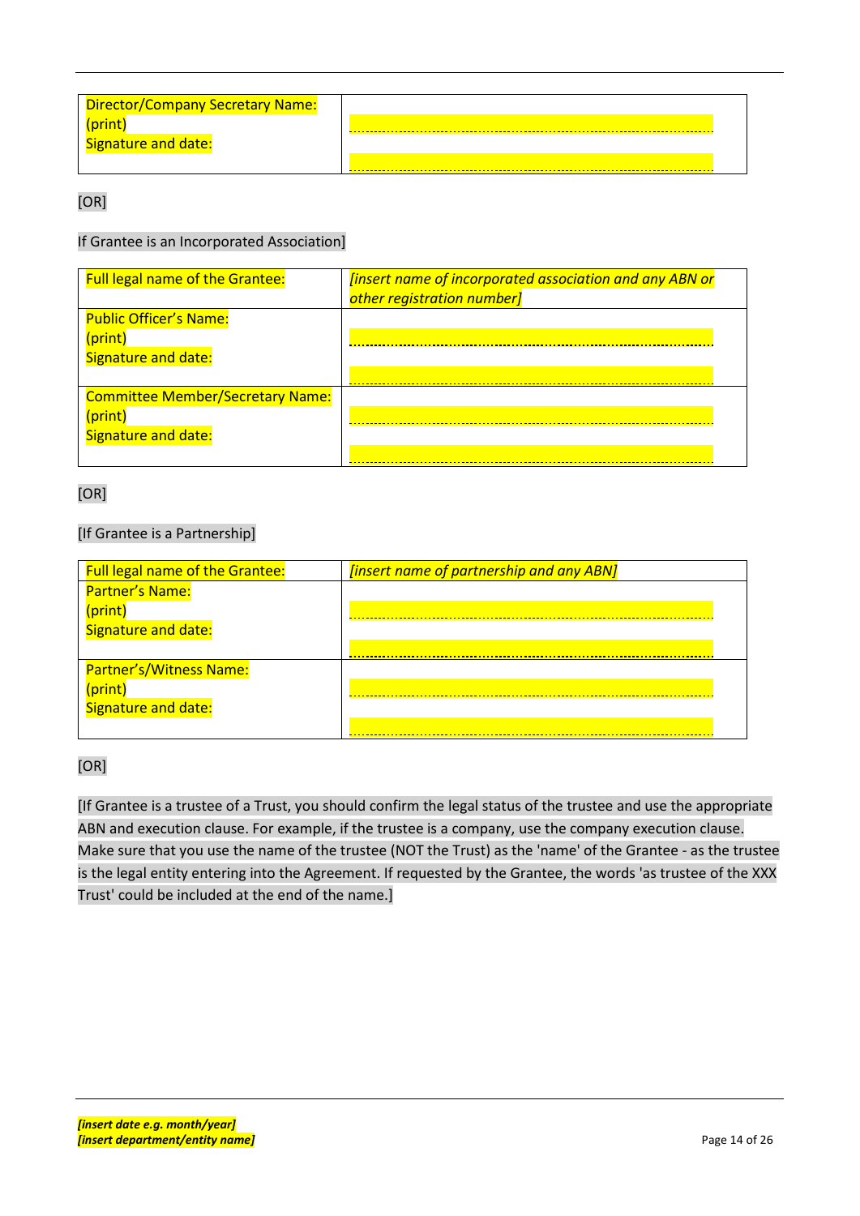| Director/Company Secretary Name:<br>(print)<br>Signature and date: | .......................................................................................<br>....................................................................................... |
|---|---|

[OR]

If Grantee is an Incorporated Association]

| Full legal name of the Grantee: | *[insert name of incorporated association and any ABN or other registration number]* |
|---|---|
| Public Officer's Name:<br>(print)<br>Signature and date: | .......................................................................................<br>....................................................................................... |
| Committee Member/Secretary Name:<br>(print)<br>Signature and date: | .......................................................................................<br>....................................................................................... |

[OR]

[If Grantee is a Partnership]

| Full legal name of the Grantee: | *[insert name of partnership and any ABN]* |
|---|---|
| Partner's Name:<br>(print)<br>Signature and date: | .......................................................................................<br>....................................................................................... |
| Partner's/Witness Name:<br>(print)<br>Signature and date: | .......................................................................................<br>....................................................................................... |

[OR]

[If Grantee is a trustee of a Trust, you should confirm the legal status of the trustee and use the appropriate ABN and execution clause. For example, if the trustee is a company, use the company execution clause. Make sure that you use the name of the trustee (NOT the Trust) as the 'name' of the Grantee - as the trustee is the legal entity entering into the Agreement. If requested by the Grantee, the words 'as trustee of the XXX Trust' could be included at the end of the name.]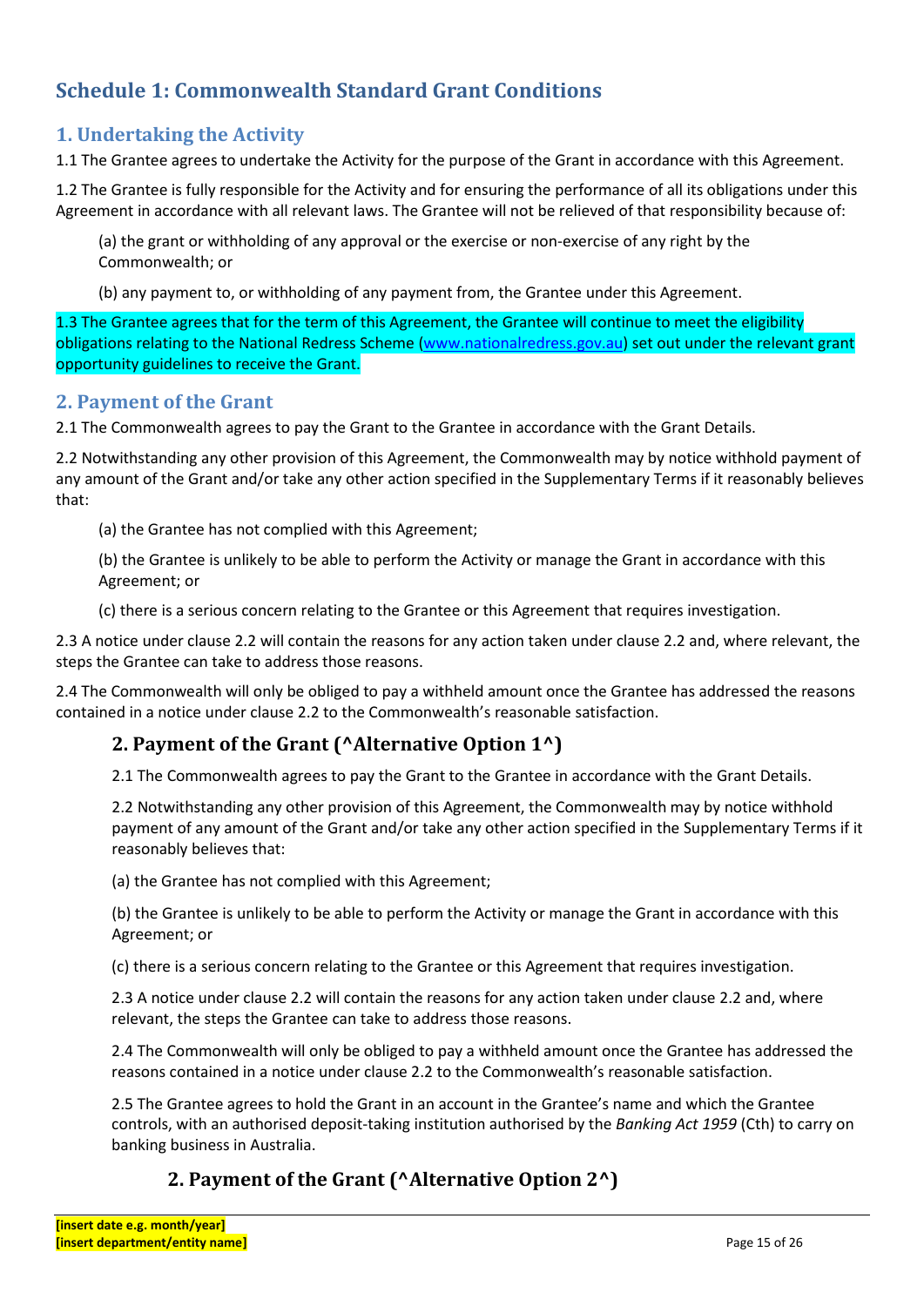# Schedule 1: Commonwealth Standard Grant Conditions

## 1. Undertaking the Activity

1.1 The Grantee agrees to undertake the Activity for the purpose of the Grant in accordance with this Agreement.

1.2 The Grantee is fully responsible for the Activity and for ensuring the performance of all its obligations under this Agreement in accordance with all relevant laws. The Grantee will not be relieved of that responsibility because of:

(a) the grant or withholding of any approval or the exercise or non-exercise of any right by the Commonwealth; or

(b) any payment to, or withholding of any payment from, the Grantee under this Agreement.

1.3 The Grantee agrees that for the term of this Agreement, the Grantee will continue to meet the eligibility obligations relating to the National Redress Scheme (www.nationalredress.gov.au) set out under the relevant grant opportunity guidelines to receive the Grant.

## 2. Payment of the Grant

2.1 The Commonwealth agrees to pay the Grant to the Grantee in accordance with the Grant Details.

2.2 Notwithstanding any other provision of this Agreement, the Commonwealth may by notice withhold payment of any amount of the Grant and/or take any other action specified in the Supplementary Terms if it reasonably believes that:

(a) the Grantee has not complied with this Agreement;

(b) the Grantee is unlikely to be able to perform the Activity or manage the Grant in accordance with this Agreement; or

(c) there is a serious concern relating to the Grantee or this Agreement that requires investigation.

2.3 A notice under clause 2.2 will contain the reasons for any action taken under clause 2.2 and, where relevant, the steps the Grantee can take to address those reasons.

2.4 The Commonwealth will only be obliged to pay a withheld amount once the Grantee has addressed the reasons contained in a notice under clause 2.2 to the Commonwealth's reasonable satisfaction.

### 2. Payment of the Grant (^Alternative Option 1^)

2.1 The Commonwealth agrees to pay the Grant to the Grantee in accordance with the Grant Details.

2.2 Notwithstanding any other provision of this Agreement, the Commonwealth may by notice withhold payment of any amount of the Grant and/or take any other action specified in the Supplementary Terms if it reasonably believes that:

(a) the Grantee has not complied with this Agreement;

(b) the Grantee is unlikely to be able to perform the Activity or manage the Grant in accordance with this Agreement; or

(c) there is a serious concern relating to the Grantee or this Agreement that requires investigation.

2.3 A notice under clause 2.2 will contain the reasons for any action taken under clause 2.2 and, where relevant, the steps the Grantee can take to address those reasons.

2.4 The Commonwealth will only be obliged to pay a withheld amount once the Grantee has addressed the reasons contained in a notice under clause 2.2 to the Commonwealth's reasonable satisfaction.

2.5 The Grantee agrees to hold the Grant in an account in the Grantee's name and which the Grantee controls, with an authorised deposit-taking institution authorised by the *Banking Act 1959* (Cth) to carry on banking business in Australia.

### 2. Payment of the Grant (^Alternative Option 2^)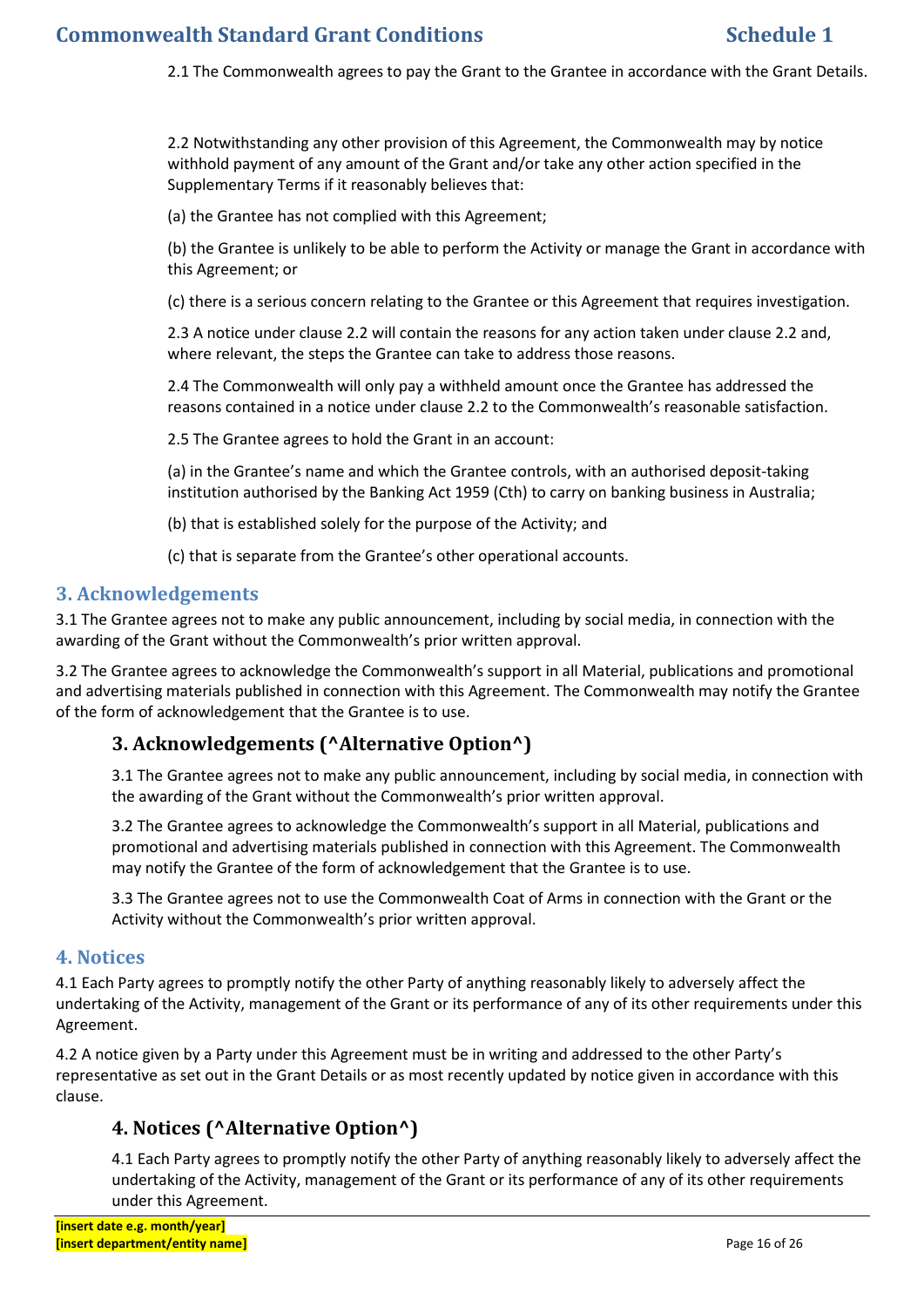2.1 The Commonwealth agrees to pay the Grant to the Grantee in accordance with the Grant Details.

2.2 Notwithstanding any other provision of this Agreement, the Commonwealth may by notice withhold payment of any amount of the Grant and/or take any other action specified in the Supplementary Terms if it reasonably believes that:

(a) the Grantee has not complied with this Agreement;

(b) the Grantee is unlikely to be able to perform the Activity or manage the Grant in accordance with this Agreement; or

(c) there is a serious concern relating to the Grantee or this Agreement that requires investigation.

2.3 A notice under clause 2.2 will contain the reasons for any action taken under clause 2.2 and, where relevant, the steps the Grantee can take to address those reasons.

2.4 The Commonwealth will only pay a withheld amount once the Grantee has addressed the reasons contained in a notice under clause 2.2 to the Commonwealth's reasonable satisfaction.

2.5 The Grantee agrees to hold the Grant in an account:

(a) in the Grantee's name and which the Grantee controls, with an authorised deposit-taking institution authorised by the Banking Act 1959 (Cth) to carry on banking business in Australia;

(b) that is established solely for the purpose of the Activity; and

(c) that is separate from the Grantee's other operational accounts.

## 3. Acknowledgements

3.1 The Grantee agrees not to make any public announcement, including by social media, in connection with the awarding of the Grant without the Commonwealth's prior written approval.

3.2 The Grantee agrees to acknowledge the Commonwealth's support in all Material, publications and promotional and advertising materials published in connection with this Agreement. The Commonwealth may notify the Grantee of the form of acknowledgement that the Grantee is to use.

### 3. Acknowledgements (^Alternative Option^)

3.1 The Grantee agrees not to make any public announcement, including by social media, in connection with the awarding of the Grant without the Commonwealth's prior written approval.

3.2 The Grantee agrees to acknowledge the Commonwealth's support in all Material, publications and promotional and advertising materials published in connection with this Agreement. The Commonwealth may notify the Grantee of the form of acknowledgement that the Grantee is to use.

3.3 The Grantee agrees not to use the Commonwealth Coat of Arms in connection with the Grant or the Activity without the Commonwealth's prior written approval.

## 4. Notices

4.1 Each Party agrees to promptly notify the other Party of anything reasonably likely to adversely affect the undertaking of the Activity, management of the Grant or its performance of any of its other requirements under this Agreement.

4.2 A notice given by a Party under this Agreement must be in writing and addressed to the other Party's representative as set out in the Grant Details or as most recently updated by notice given in accordance with this clause.

### 4. Notices (^Alternative Option^)

4.1 Each Party agrees to promptly notify the other Party of anything reasonably likely to adversely affect the undertaking of the Activity, management of the Grant or its performance of any of its other requirements under this Agreement.

**[insert date e.g. month/year]**
**[insert department/entity name]**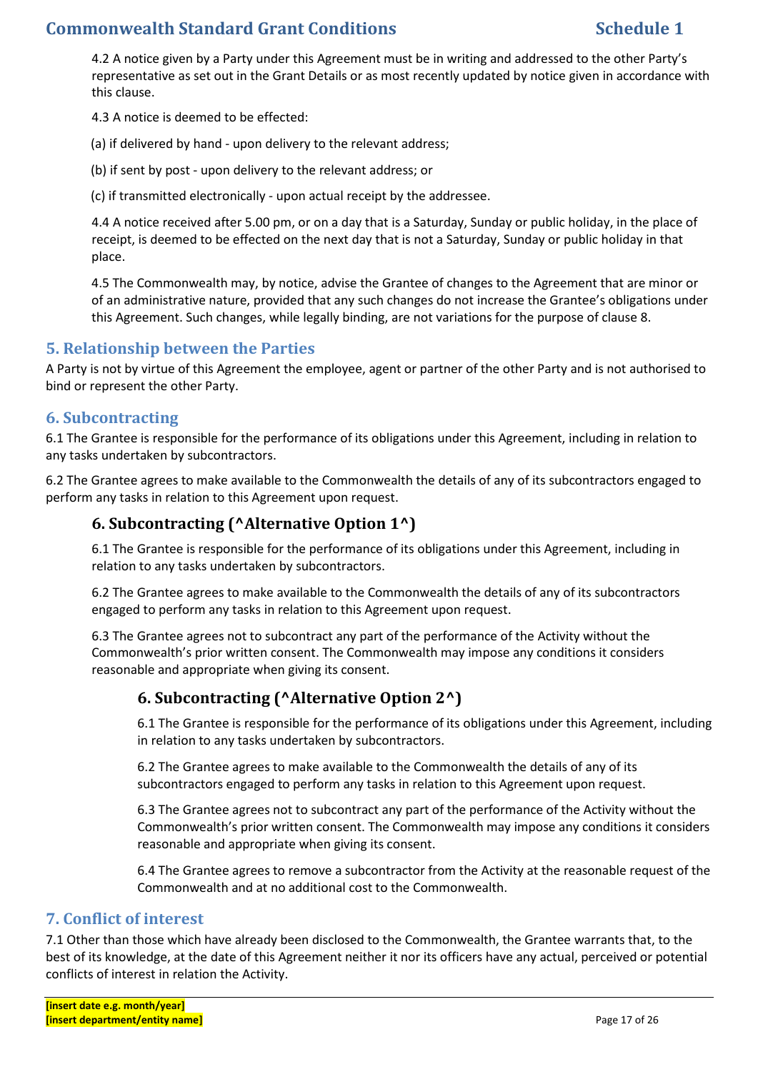4.2 A notice given by a Party under this Agreement must be in writing and addressed to the other Party's representative as set out in the Grant Details or as most recently updated by notice given in accordance with this clause.

4.3 A notice is deemed to be effected:

(a) if delivered by hand - upon delivery to the relevant address;

(b) if sent by post - upon delivery to the relevant address; or

(c) if transmitted electronically - upon actual receipt by the addressee.

4.4 A notice received after 5.00 pm, or on a day that is a Saturday, Sunday or public holiday, in the place of receipt, is deemed to be effected on the next day that is not a Saturday, Sunday or public holiday in that place.

4.5 The Commonwealth may, by notice, advise the Grantee of changes to the Agreement that are minor or of an administrative nature, provided that any such changes do not increase the Grantee's obligations under this Agreement. Such changes, while legally binding, are not variations for the purpose of clause 8.

## 5. Relationship between the Parties

A Party is not by virtue of this Agreement the employee, agent or partner of the other Party and is not authorised to bind or represent the other Party.

## 6. Subcontracting

6.1 The Grantee is responsible for the performance of its obligations under this Agreement, including in relation to any tasks undertaken by subcontractors.

6.2 The Grantee agrees to make available to the Commonwealth the details of any of its subcontractors engaged to perform any tasks in relation to this Agreement upon request.

### 6. Subcontracting (^Alternative Option 1^)

6.1 The Grantee is responsible for the performance of its obligations under this Agreement, including in relation to any tasks undertaken by subcontractors.

6.2 The Grantee agrees to make available to the Commonwealth the details of any of its subcontractors engaged to perform any tasks in relation to this Agreement upon request.

6.3 The Grantee agrees not to subcontract any part of the performance of the Activity without the Commonwealth's prior written consent. The Commonwealth may impose any conditions it considers reasonable and appropriate when giving its consent.

#### 6. Subcontracting (^Alternative Option 2^)

6.1 The Grantee is responsible for the performance of its obligations under this Agreement, including in relation to any tasks undertaken by subcontractors.

6.2 The Grantee agrees to make available to the Commonwealth the details of any of its subcontractors engaged to perform any tasks in relation to this Agreement upon request.

6.3 The Grantee agrees not to subcontract any part of the performance of the Activity without the Commonwealth's prior written consent. The Commonwealth may impose any conditions it considers reasonable and appropriate when giving its consent.

6.4 The Grantee agrees to remove a subcontractor from the Activity at the reasonable request of the Commonwealth and at no additional cost to the Commonwealth.

## 7. Conflict of interest

7.1 Other than those which have already been disclosed to the Commonwealth, the Grantee warrants that, to the best of its knowledge, at the date of this Agreement neither it nor its officers have any actual, perceived or potential conflicts of interest in relation the Activity.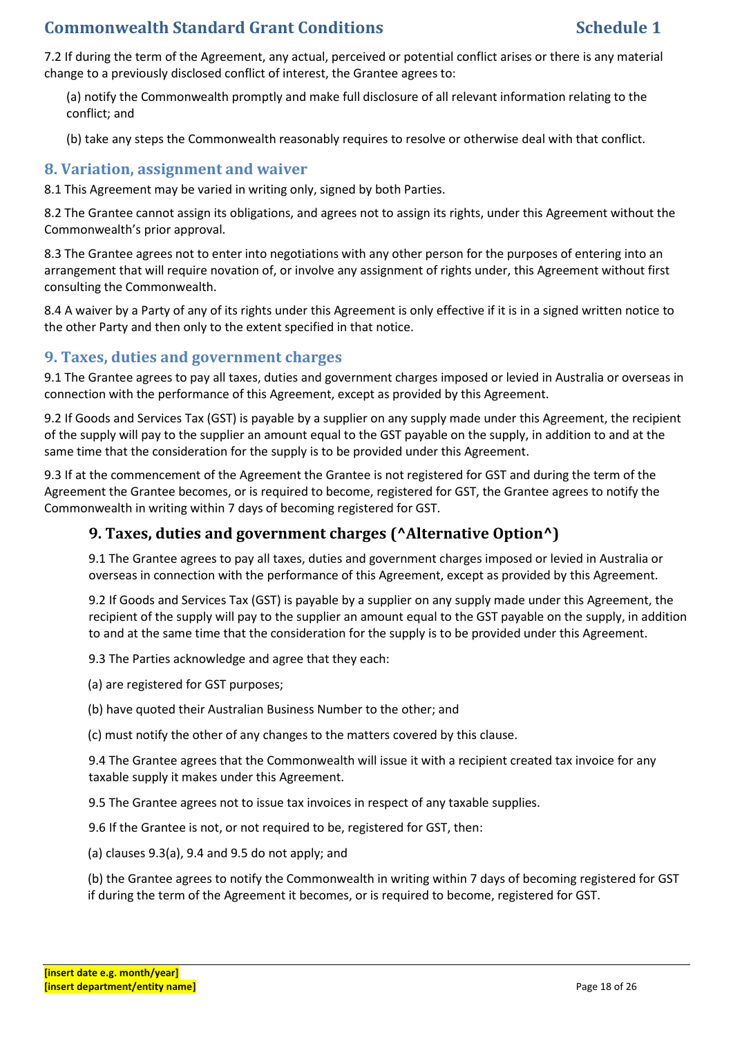7.2 If during the term of the Agreement, any actual, perceived or potential conflict arises or there is any material change to a previously disclosed conflict of interest, the Grantee agrees to:

(a) notify the Commonwealth promptly and make full disclosure of all relevant information relating to the conflict; and

(b) take any steps the Commonwealth reasonably requires to resolve or otherwise deal with that conflict.

## 8. Variation, assignment and waiver

8.1 This Agreement may be varied in writing only, signed by both Parties.

8.2 The Grantee cannot assign its obligations, and agrees not to assign its rights, under this Agreement without the Commonwealth's prior approval.

8.3 The Grantee agrees not to enter into negotiations with any other person for the purposes of entering into an arrangement that will require novation of, or involve any assignment of rights under, this Agreement without first consulting the Commonwealth.

8.4 A waiver by a Party of any of its rights under this Agreement is only effective if it is in a signed written notice to the other Party and then only to the extent specified in that notice.

## 9. Taxes, duties and government charges

9.1 The Grantee agrees to pay all taxes, duties and government charges imposed or levied in Australia or overseas in connection with the performance of this Agreement, except as provided by this Agreement.

9.2 If Goods and Services Tax (GST) is payable by a supplier on any supply made under this Agreement, the recipient of the supply will pay to the supplier an amount equal to the GST payable on the supply, in addition to and at the same time that the consideration for the supply is to be provided under this Agreement.

9.3 If at the commencement of the Agreement the Grantee is not registered for GST and during the term of the Agreement the Grantee becomes, or is required to become, registered for GST, the Grantee agrees to notify the Commonwealth in writing within 7 days of becoming registered for GST.

### 9. Taxes, duties and government charges (^Alternative Option^)

9.1 The Grantee agrees to pay all taxes, duties and government charges imposed or levied in Australia or overseas in connection with the performance of this Agreement, except as provided by this Agreement.

9.2 If Goods and Services Tax (GST) is payable by a supplier on any supply made under this Agreement, the recipient of the supply will pay to the supplier an amount equal to the GST payable on the supply, in addition to and at the same time that the consideration for the supply is to be provided under this Agreement.

9.3 The Parties acknowledge and agree that they each:

(a) are registered for GST purposes;

(b) have quoted their Australian Business Number to the other; and

(c) must notify the other of any changes to the matters covered by this clause.

9.4 The Grantee agrees that the Commonwealth will issue it with a recipient created tax invoice for any taxable supply it makes under this Agreement.

9.5 The Grantee agrees not to issue tax invoices in respect of any taxable supplies.

9.6 If the Grantee is not, or not required to be, registered for GST, then:

(a) clauses 9.3(a), 9.4 and 9.5 do not apply; and

(b) the Grantee agrees to notify the Commonwealth in writing within 7 days of becoming registered for GST if during the term of the Agreement it becomes, or is required to become, registered for GST.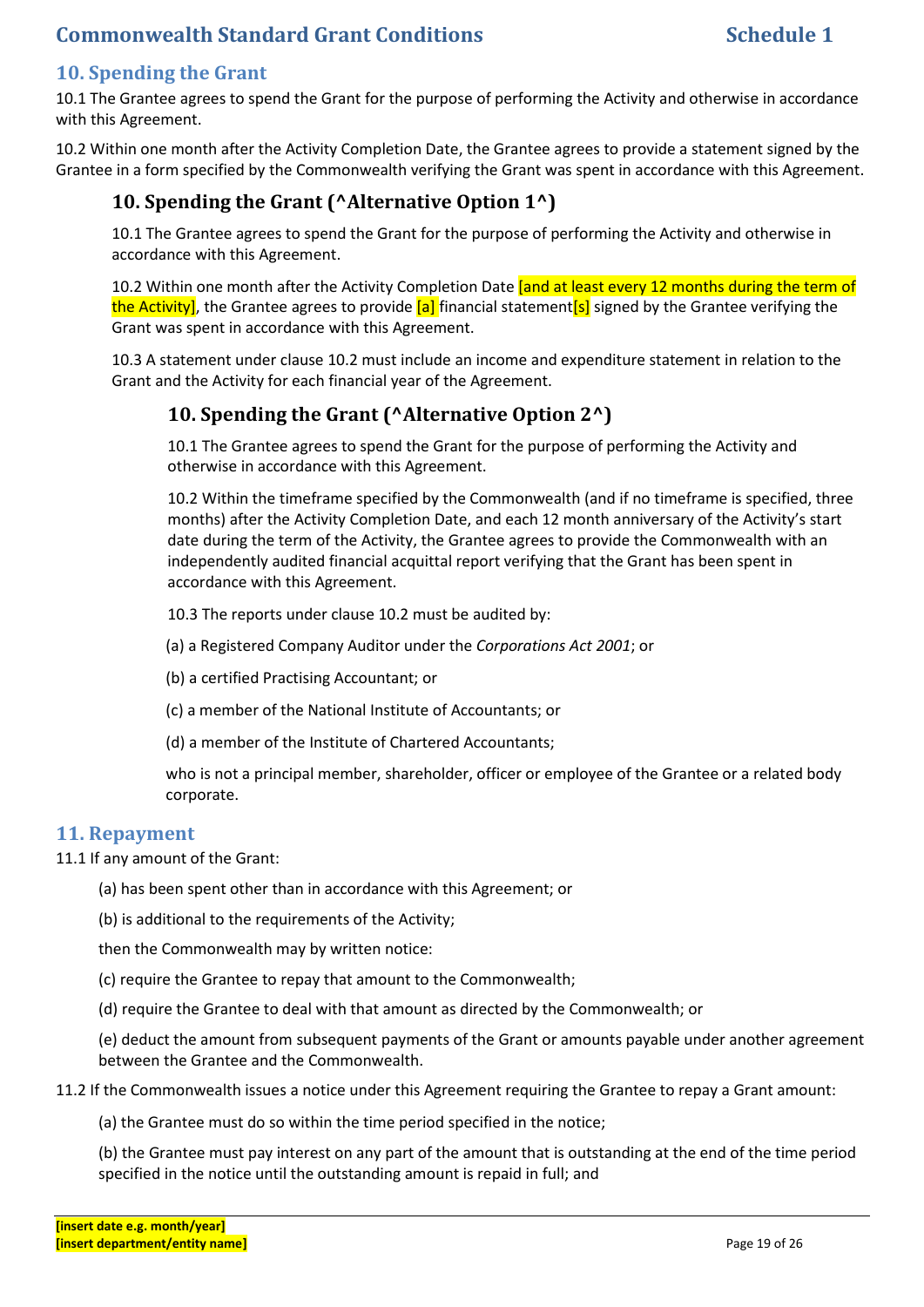## 10. Spending the Grant

10.1 The Grantee agrees to spend the Grant for the purpose of performing the Activity and otherwise in accordance with this Agreement.

10.2 Within one month after the Activity Completion Date, the Grantee agrees to provide a statement signed by the Grantee in a form specified by the Commonwealth verifying the Grant was spent in accordance with this Agreement.

### 10. Spending the Grant (^Alternative Option 1^)

10.1 The Grantee agrees to spend the Grant for the purpose of performing the Activity and otherwise in accordance with this Agreement.

10.2 Within one month after the Activity Completion Date [and at least every 12 months during the term of the Activity], the Grantee agrees to provide [a] financial statement[s] signed by the Grantee verifying the Grant was spent in accordance with this Agreement.

10.3 A statement under clause 10.2 must include an income and expenditure statement in relation to the Grant and the Activity for each financial year of the Agreement.

### 10. Spending the Grant (^Alternative Option 2^)

10.1 The Grantee agrees to spend the Grant for the purpose of performing the Activity and otherwise in accordance with this Agreement.

10.2 Within the timeframe specified by the Commonwealth (and if no timeframe is specified, three months) after the Activity Completion Date, and each 12 month anniversary of the Activity's start date during the term of the Activity, the Grantee agrees to provide the Commonwealth with an independently audited financial acquittal report verifying that the Grant has been spent in accordance with this Agreement.

10.3 The reports under clause 10.2 must be audited by:

(a) a Registered Company Auditor under the *Corporations Act 2001*; or

(b) a certified Practising Accountant; or

(c) a member of the National Institute of Accountants; or

(d) a member of the Institute of Chartered Accountants;

who is not a principal member, shareholder, officer or employee of the Grantee or a related body corporate.

## 11. Repayment

11.1 If any amount of the Grant:

(a) has been spent other than in accordance with this Agreement; or

(b) is additional to the requirements of the Activity;

then the Commonwealth may by written notice:

(c) require the Grantee to repay that amount to the Commonwealth;

(d) require the Grantee to deal with that amount as directed by the Commonwealth; or

(e) deduct the amount from subsequent payments of the Grant or amounts payable under another agreement between the Grantee and the Commonwealth.

11.2 If the Commonwealth issues a notice under this Agreement requiring the Grantee to repay a Grant amount:

(a) the Grantee must do so within the time period specified in the notice;

(b) the Grantee must pay interest on any part of the amount that is outstanding at the end of the time period specified in the notice until the outstanding amount is repaid in full; and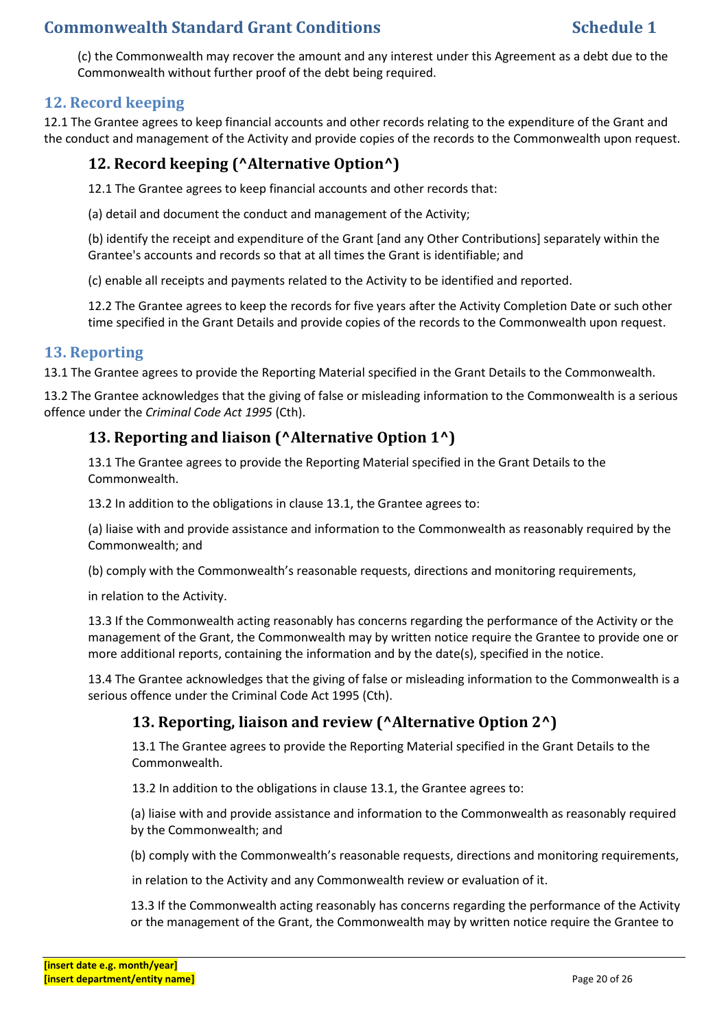(c) the Commonwealth may recover the amount and any interest under this Agreement as a debt due to the Commonwealth without further proof of the debt being required.

## 12. Record keeping

12.1 The Grantee agrees to keep financial accounts and other records relating to the expenditure of the Grant and the conduct and management of the Activity and provide copies of the records to the Commonwealth upon request.

### 12. Record keeping (^Alternative Option^)

12.1 The Grantee agrees to keep financial accounts and other records that:

(a) detail and document the conduct and management of the Activity;

(b) identify the receipt and expenditure of the Grant [and any Other Contributions] separately within the Grantee's accounts and records so that at all times the Grant is identifiable; and

(c) enable all receipts and payments related to the Activity to be identified and reported.

12.2 The Grantee agrees to keep the records for five years after the Activity Completion Date or such other time specified in the Grant Details and provide copies of the records to the Commonwealth upon request.

## 13. Reporting

13.1 The Grantee agrees to provide the Reporting Material specified in the Grant Details to the Commonwealth.

13.2 The Grantee acknowledges that the giving of false or misleading information to the Commonwealth is a serious offence under the *Criminal Code Act 1995* (Cth).

### 13. Reporting and liaison (^Alternative Option 1^)

13.1 The Grantee agrees to provide the Reporting Material specified in the Grant Details to the Commonwealth.

13.2 In addition to the obligations in clause 13.1, the Grantee agrees to:

(a) liaise with and provide assistance and information to the Commonwealth as reasonably required by the Commonwealth; and

(b) comply with the Commonwealth's reasonable requests, directions and monitoring requirements,

in relation to the Activity.

13.3 If the Commonwealth acting reasonably has concerns regarding the performance of the Activity or the management of the Grant, the Commonwealth may by written notice require the Grantee to provide one or more additional reports, containing the information and by the date(s), specified in the notice.

13.4 The Grantee acknowledges that the giving of false or misleading information to the Commonwealth is a serious offence under the Criminal Code Act 1995 (Cth).

### 13. Reporting, liaison and review (^Alternative Option 2^)

13.1 The Grantee agrees to provide the Reporting Material specified in the Grant Details to the Commonwealth.

13.2 In addition to the obligations in clause 13.1, the Grantee agrees to:

(a) liaise with and provide assistance and information to the Commonwealth as reasonably required by the Commonwealth; and

(b) comply with the Commonwealth's reasonable requests, directions and monitoring requirements,

in relation to the Activity and any Commonwealth review or evaluation of it.

13.3 If the Commonwealth acting reasonably has concerns regarding the performance of the Activity or the management of the Grant, the Commonwealth may by written notice require the Grantee to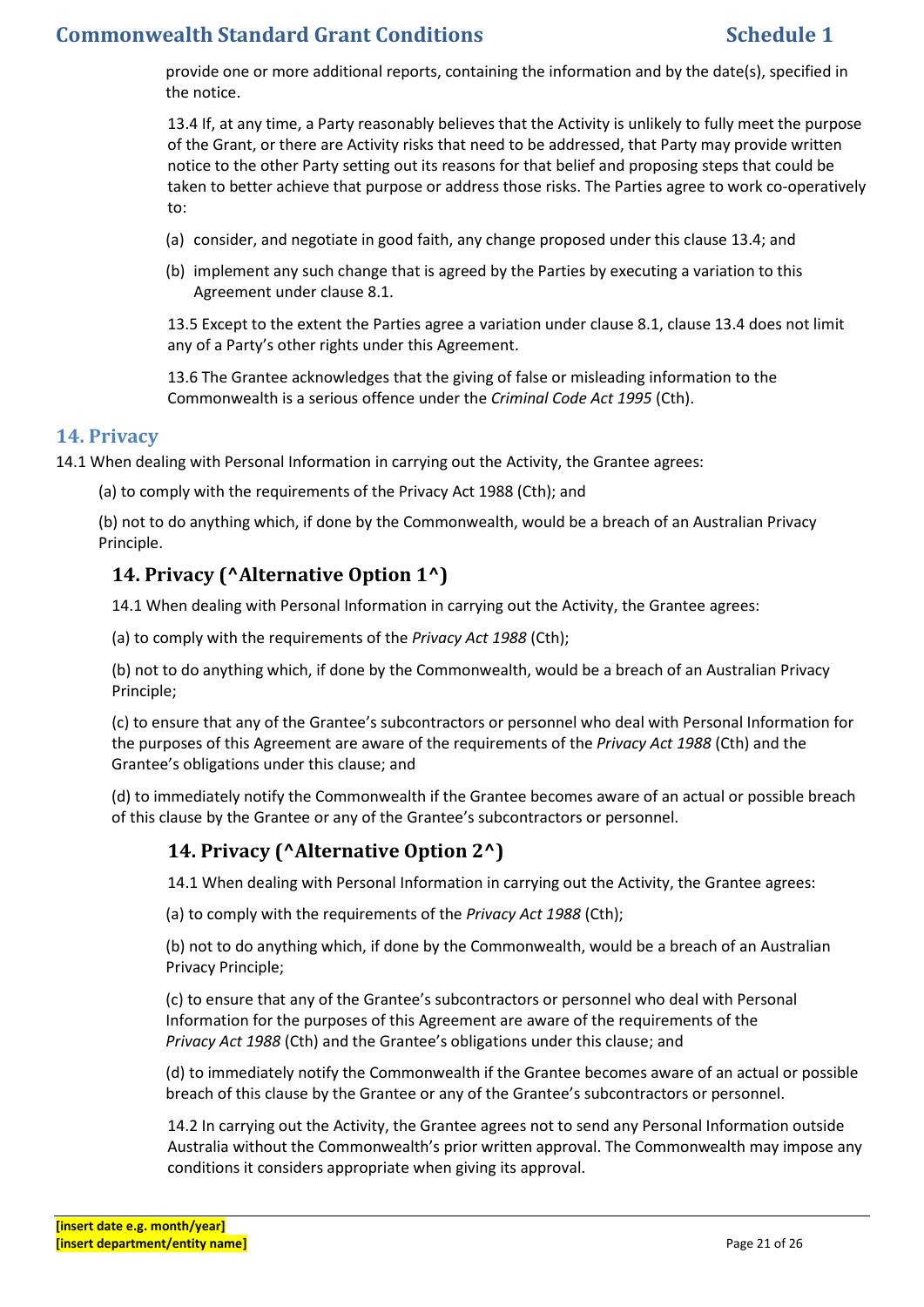provide one or more additional reports, containing the information and by the date(s), specified in the notice.

13.4 If, at any time, a Party reasonably believes that the Activity is unlikely to fully meet the purpose of the Grant, or there are Activity risks that need to be addressed, that Party may provide written notice to the other Party setting out its reasons for that belief and proposing steps that could be taken to better achieve that purpose or address those risks. The Parties agree to work co-operatively to:

(a) consider, and negotiate in good faith, any change proposed under this clause 13.4; and

(b) implement any such change that is agreed by the Parties by executing a variation to this Agreement under clause 8.1.

13.5 Except to the extent the Parties agree a variation under clause 8.1, clause 13.4 does not limit any of a Party's other rights under this Agreement.

13.6 The Grantee acknowledges that the giving of false or misleading information to the Commonwealth is a serious offence under the *Criminal Code Act 1995* (Cth).

## 14. Privacy

14.1 When dealing with Personal Information in carrying out the Activity, the Grantee agrees:

(a) to comply with the requirements of the Privacy Act 1988 (Cth); and

(b) not to do anything which, if done by the Commonwealth, would be a breach of an Australian Privacy Principle.

### 14. Privacy (^Alternative Option 1^)

14.1 When dealing with Personal Information in carrying out the Activity, the Grantee agrees:

(a) to comply with the requirements of the *Privacy Act 1988* (Cth);

(b) not to do anything which, if done by the Commonwealth, would be a breach of an Australian Privacy Principle;

(c) to ensure that any of the Grantee's subcontractors or personnel who deal with Personal Information for the purposes of this Agreement are aware of the requirements of the *Privacy Act 1988* (Cth) and the Grantee's obligations under this clause; and

(d) to immediately notify the Commonwealth if the Grantee becomes aware of an actual or possible breach of this clause by the Grantee or any of the Grantee's subcontractors or personnel.

### 14. Privacy (^Alternative Option 2^)

14.1 When dealing with Personal Information in carrying out the Activity, the Grantee agrees:

(a) to comply with the requirements of the *Privacy Act 1988* (Cth);

(b) not to do anything which, if done by the Commonwealth, would be a breach of an Australian Privacy Principle;

(c) to ensure that any of the Grantee's subcontractors or personnel who deal with Personal Information for the purposes of this Agreement are aware of the requirements of the *Privacy Act 1988* (Cth) and the Grantee's obligations under this clause; and

(d) to immediately notify the Commonwealth if the Grantee becomes aware of an actual or possible breach of this clause by the Grantee or any of the Grantee's subcontractors or personnel.

14.2 In carrying out the Activity, the Grantee agrees not to send any Personal Information outside Australia without the Commonwealth's prior written approval. The Commonwealth may impose any conditions it considers appropriate when giving its approval.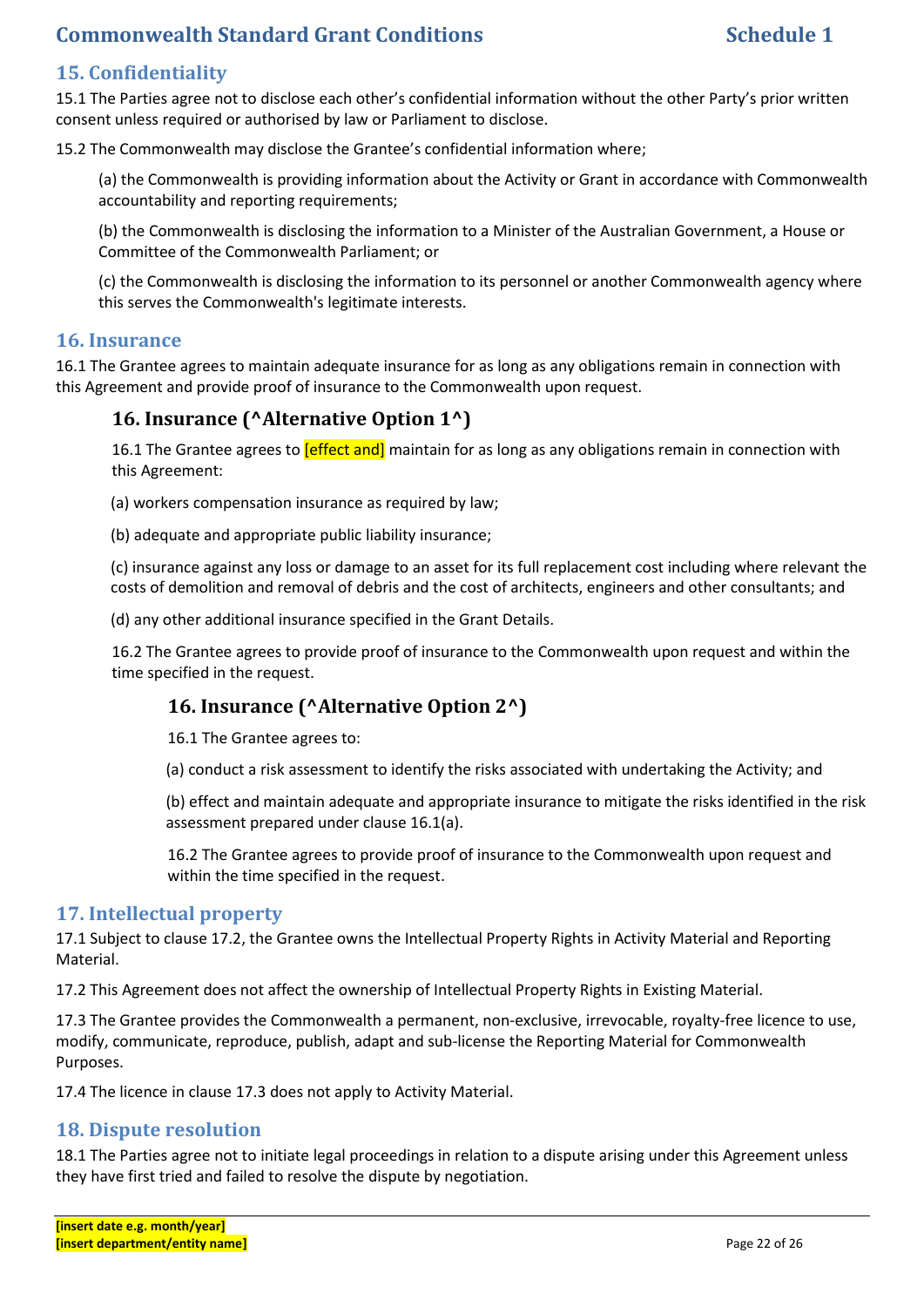## 15. Confidentiality

15.1 The Parties agree not to disclose each other's confidential information without the other Party's prior written consent unless required or authorised by law or Parliament to disclose.

15.2 The Commonwealth may disclose the Grantee's confidential information where;

(a) the Commonwealth is providing information about the Activity or Grant in accordance with Commonwealth accountability and reporting requirements;

(b) the Commonwealth is disclosing the information to a Minister of the Australian Government, a House or Committee of the Commonwealth Parliament; or

(c) the Commonwealth is disclosing the information to its personnel or another Commonwealth agency where this serves the Commonwealth's legitimate interests.

## 16. Insurance

16.1 The Grantee agrees to maintain adequate insurance for as long as any obligations remain in connection with this Agreement and provide proof of insurance to the Commonwealth upon request.

### 16. Insurance (^Alternative Option 1^)

16.1 The Grantee agrees to [effect and] maintain for as long as any obligations remain in connection with this Agreement:

(a) workers compensation insurance as required by law;

(b) adequate and appropriate public liability insurance;

(c) insurance against any loss or damage to an asset for its full replacement cost including where relevant the costs of demolition and removal of debris and the cost of architects, engineers and other consultants; and

(d) any other additional insurance specified in the Grant Details.

16.2 The Grantee agrees to provide proof of insurance to the Commonwealth upon request and within the time specified in the request.

### 16. Insurance (^Alternative Option 2^)

16.1 The Grantee agrees to:

(a) conduct a risk assessment to identify the risks associated with undertaking the Activity; and

(b) effect and maintain adequate and appropriate insurance to mitigate the risks identified in the risk assessment prepared under clause 16.1(a).

16.2 The Grantee agrees to provide proof of insurance to the Commonwealth upon request and within the time specified in the request.

## 17. Intellectual property

17.1 Subject to clause 17.2, the Grantee owns the Intellectual Property Rights in Activity Material and Reporting Material.

17.2 This Agreement does not affect the ownership of Intellectual Property Rights in Existing Material.

17.3 The Grantee provides the Commonwealth a permanent, non-exclusive, irrevocable, royalty-free licence to use, modify, communicate, reproduce, publish, adapt and sub-license the Reporting Material for Commonwealth Purposes.

17.4 The licence in clause 17.3 does not apply to Activity Material.

## 18. Dispute resolution

18.1 The Parties agree not to initiate legal proceedings in relation to a dispute arising under this Agreement unless they have first tried and failed to resolve the dispute by negotiation.

**[insert date e.g. month/year]**
**[insert department/entity name]**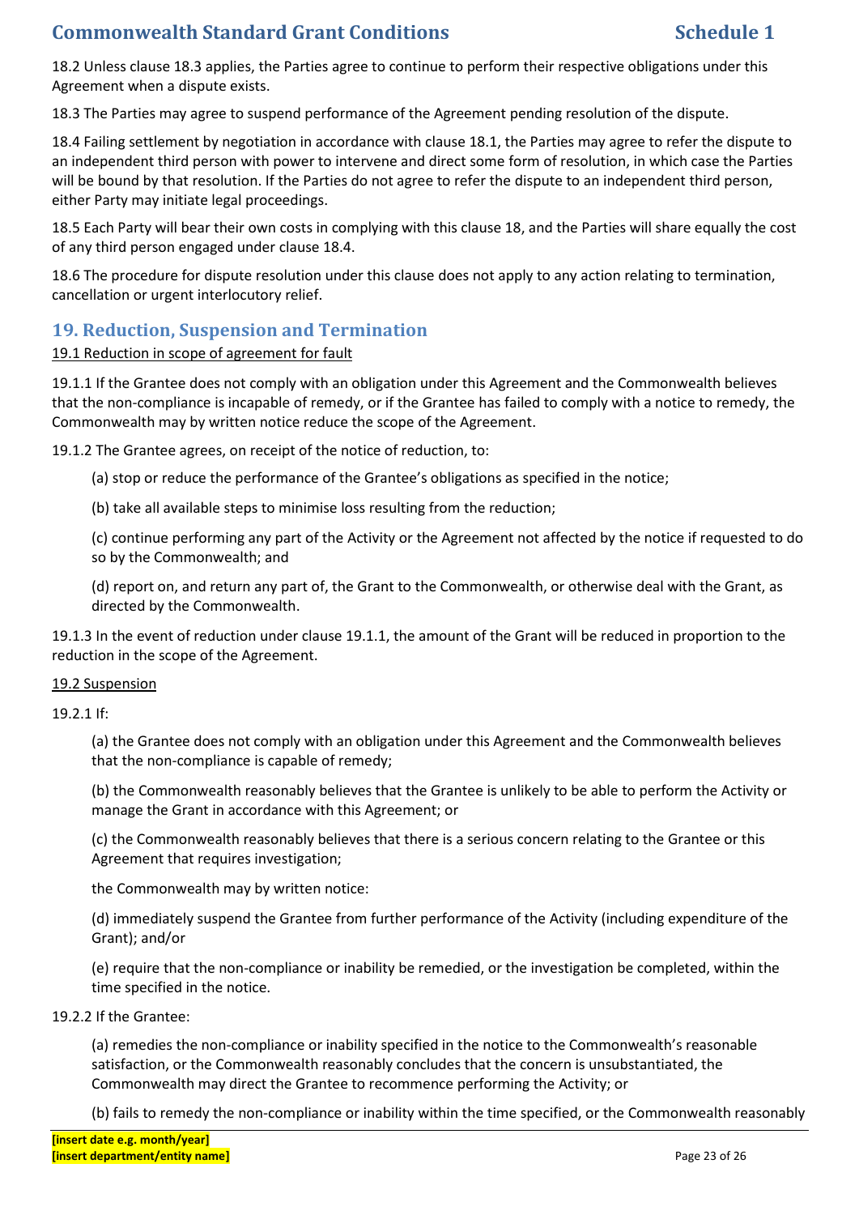18.2 Unless clause 18.3 applies, the Parties agree to continue to perform their respective obligations under this Agreement when a dispute exists.

18.3 The Parties may agree to suspend performance of the Agreement pending resolution of the dispute.

18.4 Failing settlement by negotiation in accordance with clause 18.1, the Parties may agree to refer the dispute to an independent third person with power to intervene and direct some form of resolution, in which case the Parties will be bound by that resolution. If the Parties do not agree to refer the dispute to an independent third person, either Party may initiate legal proceedings.

18.5 Each Party will bear their own costs in complying with this clause 18, and the Parties will share equally the cost of any third person engaged under clause 18.4.

18.6 The procedure for dispute resolution under this clause does not apply to any action relating to termination, cancellation or urgent interlocutory relief.

## 19. Reduction, Suspension and Termination

19.1 Reduction in scope of agreement for fault

19.1.1 If the Grantee does not comply with an obligation under this Agreement and the Commonwealth believes that the non-compliance is incapable of remedy, or if the Grantee has failed to comply with a notice to remedy, the Commonwealth may by written notice reduce the scope of the Agreement.

19.1.2 The Grantee agrees, on receipt of the notice of reduction, to:

(a) stop or reduce the performance of the Grantee's obligations as specified in the notice;

(b) take all available steps to minimise loss resulting from the reduction;

(c) continue performing any part of the Activity or the Agreement not affected by the notice if requested to do so by the Commonwealth; and

(d) report on, and return any part of, the Grant to the Commonwealth, or otherwise deal with the Grant, as directed by the Commonwealth.

19.1.3 In the event of reduction under clause 19.1.1, the amount of the Grant will be reduced in proportion to the reduction in the scope of the Agreement.

19.2 Suspension

19.2.1 If:

(a) the Grantee does not comply with an obligation under this Agreement and the Commonwealth believes that the non-compliance is capable of remedy;

(b) the Commonwealth reasonably believes that the Grantee is unlikely to be able to perform the Activity or manage the Grant in accordance with this Agreement; or

(c) the Commonwealth reasonably believes that there is a serious concern relating to the Grantee or this Agreement that requires investigation;

the Commonwealth may by written notice:

(d) immediately suspend the Grantee from further performance of the Activity (including expenditure of the Grant); and/or

(e) require that the non-compliance or inability be remedied, or the investigation be completed, within the time specified in the notice.

19.2.2 If the Grantee:

(a) remedies the non-compliance or inability specified in the notice to the Commonwealth's reasonable satisfaction, or the Commonwealth reasonably concludes that the concern is unsubstantiated, the Commonwealth may direct the Grantee to recommence performing the Activity; or

(b) fails to remedy the non-compliance or inability within the time specified, or the Commonwealth reasonably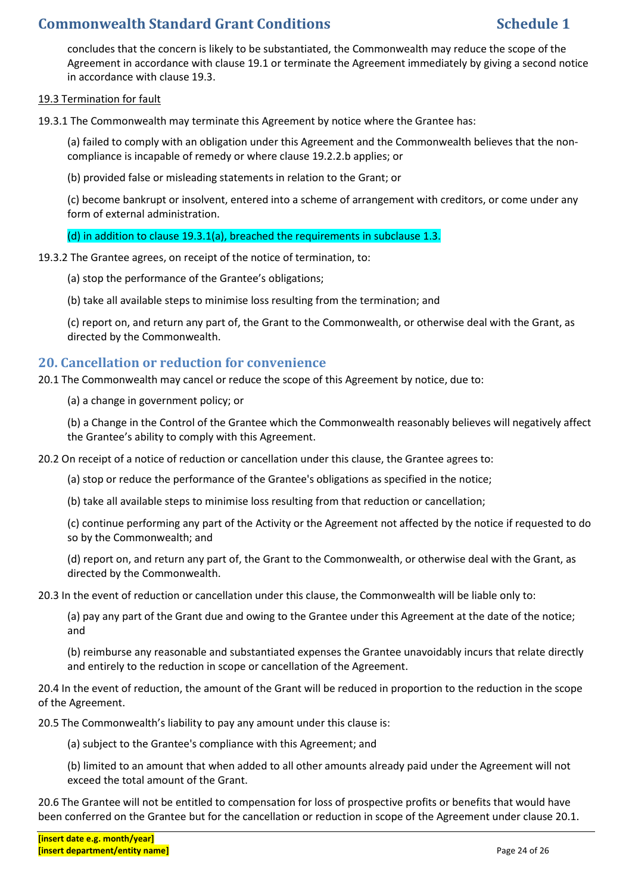concludes that the concern is likely to be substantiated, the Commonwealth may reduce the scope of the Agreement in accordance with clause 19.1 or terminate the Agreement immediately by giving a second notice in accordance with clause 19.3.

19.3 Termination for fault

19.3.1 The Commonwealth may terminate this Agreement by notice where the Grantee has:

(a) failed to comply with an obligation under this Agreement and the Commonwealth believes that the non-compliance is incapable of remedy or where clause 19.2.2.b applies; or

(b) provided false or misleading statements in relation to the Grant; or

(c) become bankrupt or insolvent, entered into a scheme of arrangement with creditors, or come under any form of external administration.

(d) in addition to clause 19.3.1(a), breached the requirements in subclause 1.3.

19.3.2 The Grantee agrees, on receipt of the notice of termination, to:

(a) stop the performance of the Grantee's obligations;

(b) take all available steps to minimise loss resulting from the termination; and

(c) report on, and return any part of, the Grant to the Commonwealth, or otherwise deal with the Grant, as directed by the Commonwealth.

## 20. Cancellation or reduction for convenience

20.1 The Commonwealth may cancel or reduce the scope of this Agreement by notice, due to:

(a) a change in government policy; or

(b) a Change in the Control of the Grantee which the Commonwealth reasonably believes will negatively affect the Grantee's ability to comply with this Agreement.

20.2 On receipt of a notice of reduction or cancellation under this clause, the Grantee agrees to:

(a) stop or reduce the performance of the Grantee's obligations as specified in the notice;

(b) take all available steps to minimise loss resulting from that reduction or cancellation;

(c) continue performing any part of the Activity or the Agreement not affected by the notice if requested to do so by the Commonwealth; and

(d) report on, and return any part of, the Grant to the Commonwealth, or otherwise deal with the Grant, as directed by the Commonwealth.

20.3 In the event of reduction or cancellation under this clause, the Commonwealth will be liable only to:

(a) pay any part of the Grant due and owing to the Grantee under this Agreement at the date of the notice; and

(b) reimburse any reasonable and substantiated expenses the Grantee unavoidably incurs that relate directly and entirely to the reduction in scope or cancellation of the Agreement.

20.4 In the event of reduction, the amount of the Grant will be reduced in proportion to the reduction in the scope of the Agreement.

20.5 The Commonwealth's liability to pay any amount under this clause is:

(a) subject to the Grantee's compliance with this Agreement; and

(b) limited to an amount that when added to all other amounts already paid under the Agreement will not exceed the total amount of the Grant.

20.6 The Grantee will not be entitled to compensation for loss of prospective profits or benefits that would have been conferred on the Grantee but for the cancellation or reduction in scope of the Agreement under clause 20.1.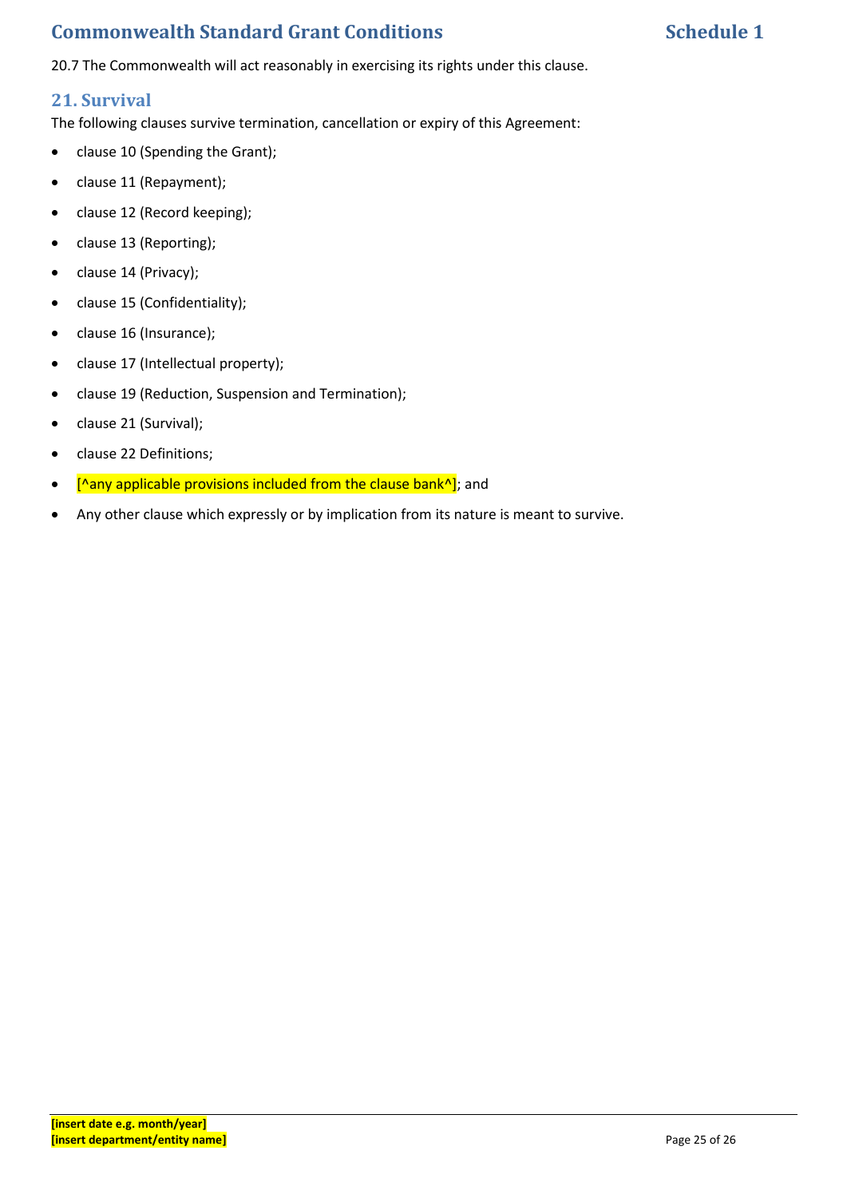20.7 The Commonwealth will act reasonably in exercising its rights under this clause.

## 21. Survival

The following clauses survive termination, cancellation or expiry of this Agreement:

- clause 10 (Spending the Grant);
- clause 11 (Repayment);
- clause 12 (Record keeping);
- clause 13 (Reporting);
- clause 14 (Privacy);
- clause 15 (Confidentiality);
- clause 16 (Insurance);
- clause 17 (Intellectual property);
- clause 19 (Reduction, Suspension and Termination);
- clause 21 (Survival);
- clause 22 Definitions;
- [^any applicable provisions included from the clause bank^]; and
- Any other clause which expressly or by implication from its nature is meant to survive.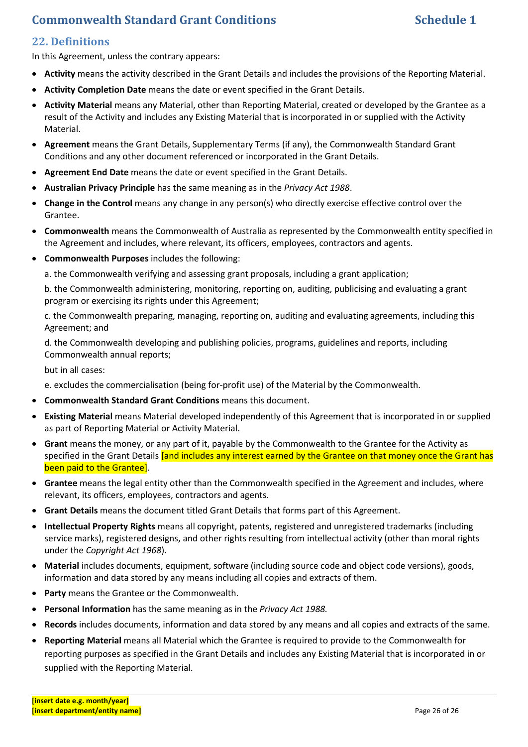## 22. Definitions

In this Agreement, unless the contrary appears:

- **Activity** means the activity described in the Grant Details and includes the provisions of the Reporting Material.
- **Activity Completion Date** means the date or event specified in the Grant Details.
- **Activity Material** means any Material, other than Reporting Material, created or developed by the Grantee as a result of the Activity and includes any Existing Material that is incorporated in or supplied with the Activity Material.
- **Agreement** means the Grant Details, Supplementary Terms (if any), the Commonwealth Standard Grant Conditions and any other document referenced or incorporated in the Grant Details.
- **Agreement End Date** means the date or event specified in the Grant Details.
- **Australian Privacy Principle** has the same meaning as in the *Privacy Act 1988*.
- **Change in the Control** means any change in any person(s) who directly exercise effective control over the Grantee.
- **Commonwealth** means the Commonwealth of Australia as represented by the Commonwealth entity specified in the Agreement and includes, where relevant, its officers, employees, contractors and agents.
- **Commonwealth Purposes** includes the following:

  a. the Commonwealth verifying and assessing grant proposals, including a grant application;

  b. the Commonwealth administering, monitoring, reporting on, auditing, publicising and evaluating a grant program or exercising its rights under this Agreement;

  c. the Commonwealth preparing, managing, reporting on, auditing and evaluating agreements, including this Agreement; and

  d. the Commonwealth developing and publishing policies, programs, guidelines and reports, including Commonwealth annual reports;

  but in all cases:

  e. excludes the commercialisation (being for-profit use) of the Material by the Commonwealth.
- **Commonwealth Standard Grant Conditions** means this document.
- **Existing Material** means Material developed independently of this Agreement that is incorporated in or supplied as part of Reporting Material or Activity Material.
- **Grant** means the money, or any part of it, payable by the Commonwealth to the Grantee for the Activity as specified in the Grant Details [and includes any interest earned by the Grantee on that money once the Grant has been paid to the Grantee].
- **Grantee** means the legal entity other than the Commonwealth specified in the Agreement and includes, where relevant, its officers, employees, contractors and agents.
- **Grant Details** means the document titled Grant Details that forms part of this Agreement.
- **Intellectual Property Rights** means all copyright, patents, registered and unregistered trademarks (including service marks), registered designs, and other rights resulting from intellectual activity (other than moral rights under the *Copyright Act 1968*).
- **Material** includes documents, equipment, software (including source code and object code versions), goods, information and data stored by any means including all copies and extracts of them.
- **Party** means the Grantee or the Commonwealth.
- **Personal Information** has the same meaning as in the *Privacy Act 1988.*
- **Records** includes documents, information and data stored by any means and all copies and extracts of the same.
- **Reporting Material** means all Material which the Grantee is required to provide to the Commonwealth for reporting purposes as specified in the Grant Details and includes any Existing Material that is incorporated in or supplied with the Reporting Material.

**[insert date e.g. month/year]**
**[insert department/entity name]**